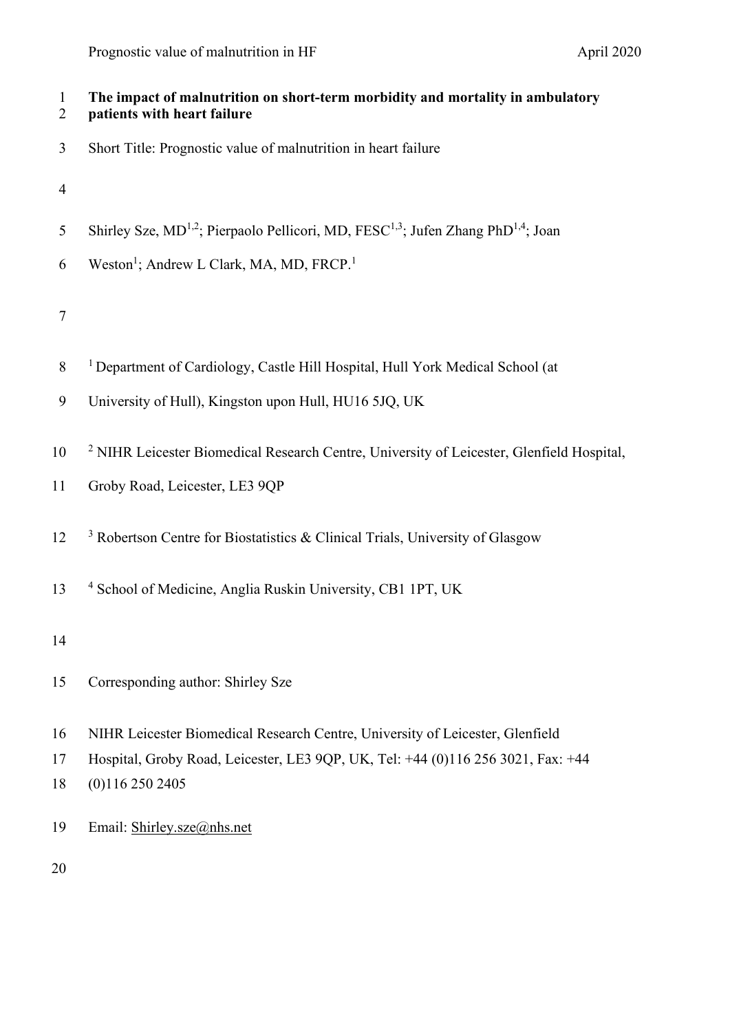# The impact of malnutrition on short-term morbidity and mortality in ambulatory patients with heart failure

Short Title: Prognostic value of malnutrition in heart failure

Shirley Sze, MD[1,2]; Pierpaolo Pellicori, MD, FESC[1,3]; Jufen Zhang PhD[1,4]; Joan Weston[1]; Andrew L Clark, MA, MD, FRCP.[1]

[1] Department of Cardiology, Castle Hill Hospital, Hull York Medical School (at University of Hull), Kingston upon Hull, HU16 5JQ, UK

[2] NIHR Leicester Biomedical Research Centre, University of Leicester, Glenfield Hospital, Groby Road, Leicester, LE3 9QP

[3] Robertson Centre for Biostatistics & Clinical Trials, University of Glasgow

[4] School of Medicine, Anglia Ruskin University, CB1 1PT, UK

Corresponding author: Shirley Sze

NIHR Leicester Biomedical Research Centre, University of Leicester, Glenfield Hospital, Groby Road, Leicester, LE3 9QP, UK, Tel: +44 (0)116 256 3021, Fax: +44 (0)116 250 2405

Email: Shirley.sze@nhs.net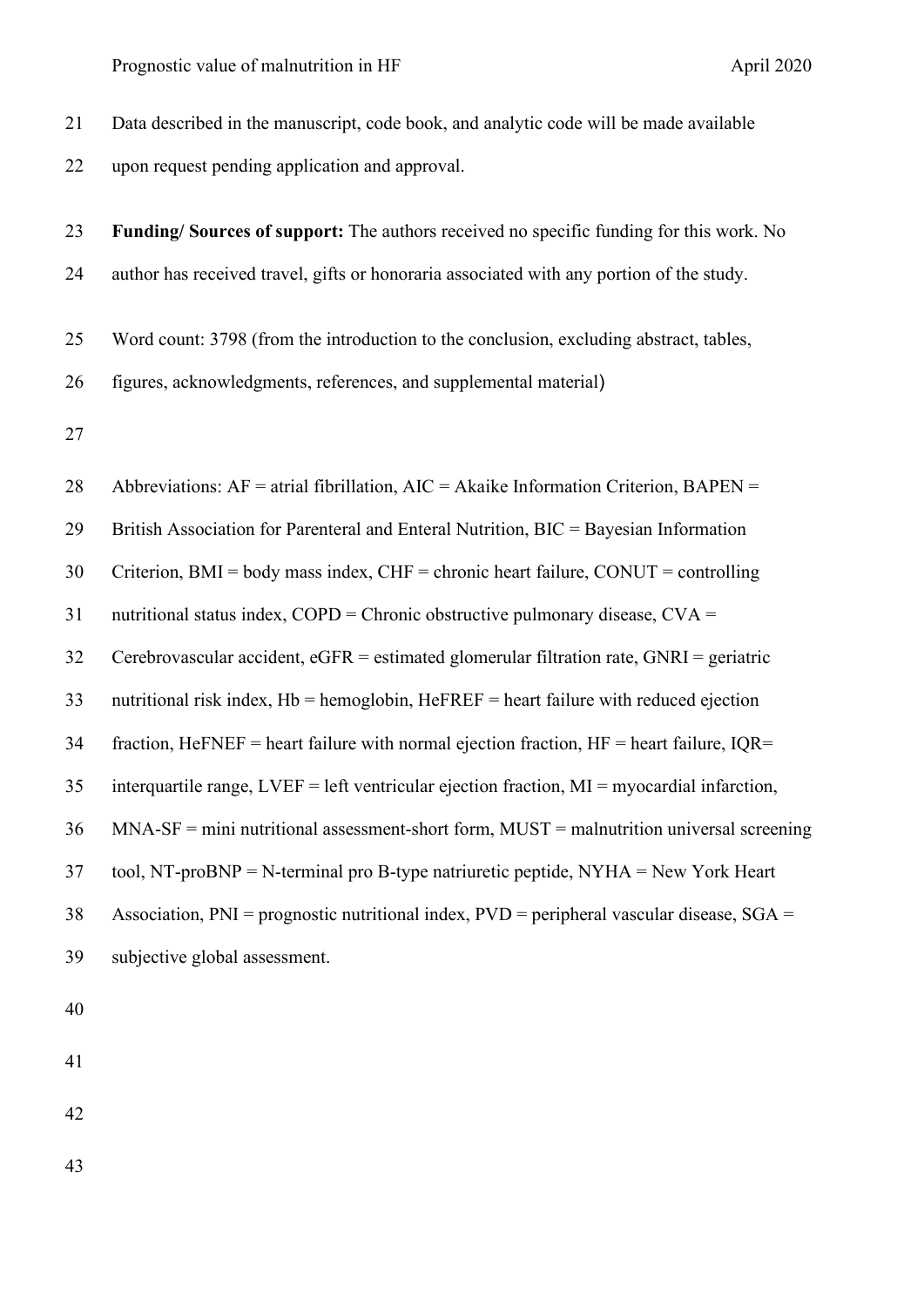Data described in the manuscript, code book, and analytic code will be made available upon request pending application and approval.

**Funding/ Sources of support:** The authors received no specific funding for this work. No author has received travel, gifts or honoraria associated with any portion of the study.

Word count: 3798 (from the introduction to the conclusion, excluding abstract, tables, figures, acknowledgments, references, and supplemental material)

Abbreviations: AF = atrial fibrillation, AIC = Akaike Information Criterion, BAPEN = British Association for Parenteral and Enteral Nutrition, BIC = Bayesian Information Criterion, BMI = body mass index, CHF = chronic heart failure, CONUT = controlling nutritional status index, COPD = Chronic obstructive pulmonary disease, CVA = Cerebrovascular accident, eGFR = estimated glomerular filtration rate, GNRI = geriatric nutritional risk index, Hb = hemoglobin, HeFREF = heart failure with reduced ejection fraction, HeFNEF = heart failure with normal ejection fraction, HF = heart failure, IQR= interquartile range, LVEF = left ventricular ejection fraction, MI = myocardial infarction, MNA-SF = mini nutritional assessment-short form, MUST = malnutrition universal screening tool, NT-proBNP = N-terminal pro B-type natriuretic peptide, NYHA = New York Heart Association, PNI = prognostic nutritional index, PVD = peripheral vascular disease, SGA = subjective global assessment.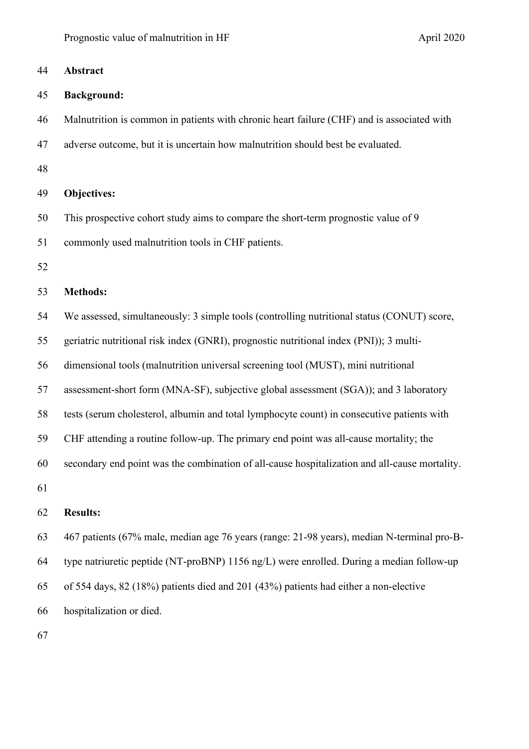## Abstract

### Background:

Malnutrition is common in patients with chronic heart failure (CHF) and is associated with adverse outcome, but it is uncertain how malnutrition should best be evaluated.

### Objectives:

This prospective cohort study aims to compare the short-term prognostic value of 9 commonly used malnutrition tools in CHF patients.

### Methods:

We assessed, simultaneously: 3 simple tools (controlling nutritional status (CONUT) score, geriatric nutritional risk index (GNRI), prognostic nutritional index (PNI)); 3 multi-dimensional tools (malnutrition universal screening tool (MUST), mini nutritional assessment-short form (MNA-SF), subjective global assessment (SGA)); and 3 laboratory tests (serum cholesterol, albumin and total lymphocyte count) in consecutive patients with CHF attending a routine follow-up. The primary end point was all-cause mortality; the secondary end point was the combination of all-cause hospitalization and all-cause mortality.

### Results:

467 patients (67% male, median age 76 years (range: 21-98 years), median N-terminal pro-B-type natriuretic peptide (NT-proBNP) 1156 ng/L) were enrolled. During a median follow-up of 554 days, 82 (18%) patients died and 201 (43%) patients had either a non-elective hospitalization or died.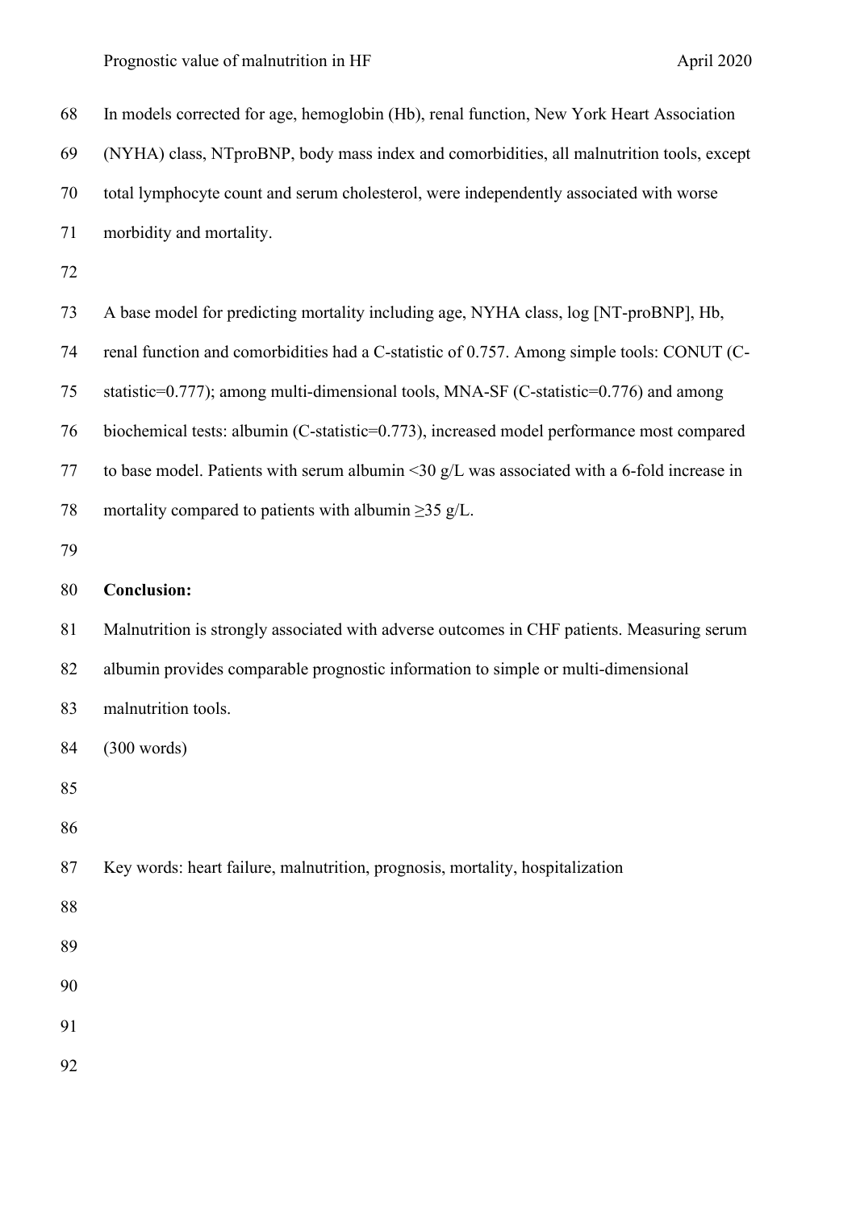In models corrected for age, hemoglobin (Hb), renal function, New York Heart Association (NYHA) class, NTproBNP, body mass index and comorbidities, all malnutrition tools, except total lymphocyte count and serum cholesterol, were independently associated with worse morbidity and mortality.

A base model for predicting mortality including age, NYHA class, log [NT-proBNP], Hb, renal function and comorbidities had a C-statistic of 0.757. Among simple tools: CONUT (C-statistic=0.777); among multi-dimensional tools, MNA-SF (C-statistic=0.776) and among biochemical tests: albumin (C-statistic=0.773), increased model performance most compared to base model. Patients with serum albumin <30 g/L was associated with a 6-fold increase in mortality compared to patients with albumin ≥35 g/L.

**Conclusion:**

Malnutrition is strongly associated with adverse outcomes in CHF patients. Measuring serum albumin provides comparable prognostic information to simple or multi-dimensional malnutrition tools.

(300 words)

Key words: heart failure, malnutrition, prognosis, mortality, hospitalization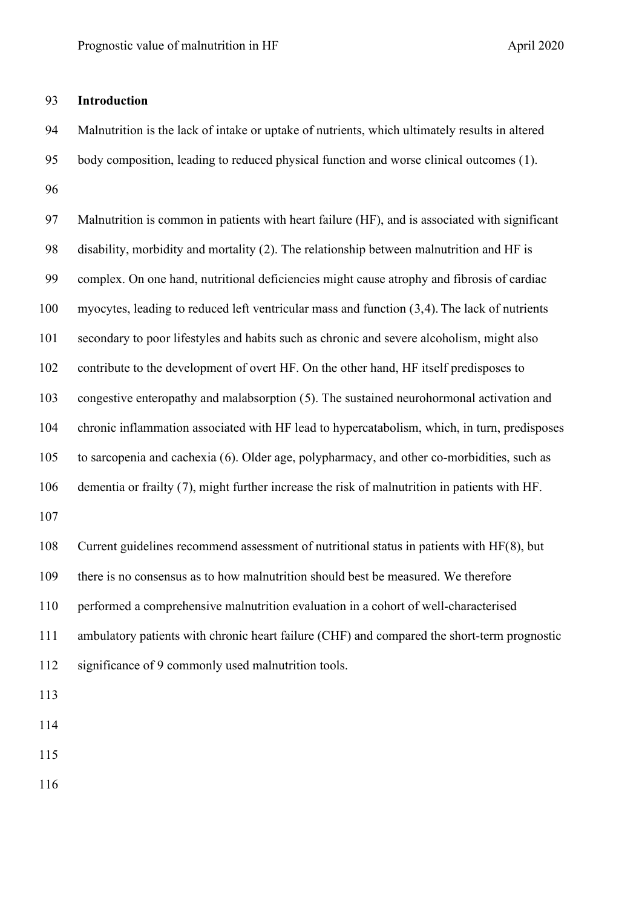## Introduction

Malnutrition is the lack of intake or uptake of nutrients, which ultimately results in altered body composition, leading to reduced physical function and worse clinical outcomes (1).

Malnutrition is common in patients with heart failure (HF), and is associated with significant disability, morbidity and mortality (2). The relationship between malnutrition and HF is complex. On one hand, nutritional deficiencies might cause atrophy and fibrosis of cardiac myocytes, leading to reduced left ventricular mass and function (3,4). The lack of nutrients secondary to poor lifestyles and habits such as chronic and severe alcoholism, might also contribute to the development of overt HF. On the other hand, HF itself predisposes to congestive enteropathy and malabsorption (5). The sustained neurohormonal activation and chronic inflammation associated with HF lead to hypercatabolism, which, in turn, predisposes to sarcopenia and cachexia (6). Older age, polypharmacy, and other co-morbidities, such as dementia or frailty (7), might further increase the risk of malnutrition in patients with HF.

Current guidelines recommend assessment of nutritional status in patients with HF(8), but there is no consensus as to how malnutrition should best be measured. We therefore performed a comprehensive malnutrition evaluation in a cohort of well-characterised ambulatory patients with chronic heart failure (CHF) and compared the short-term prognostic significance of 9 commonly used malnutrition tools.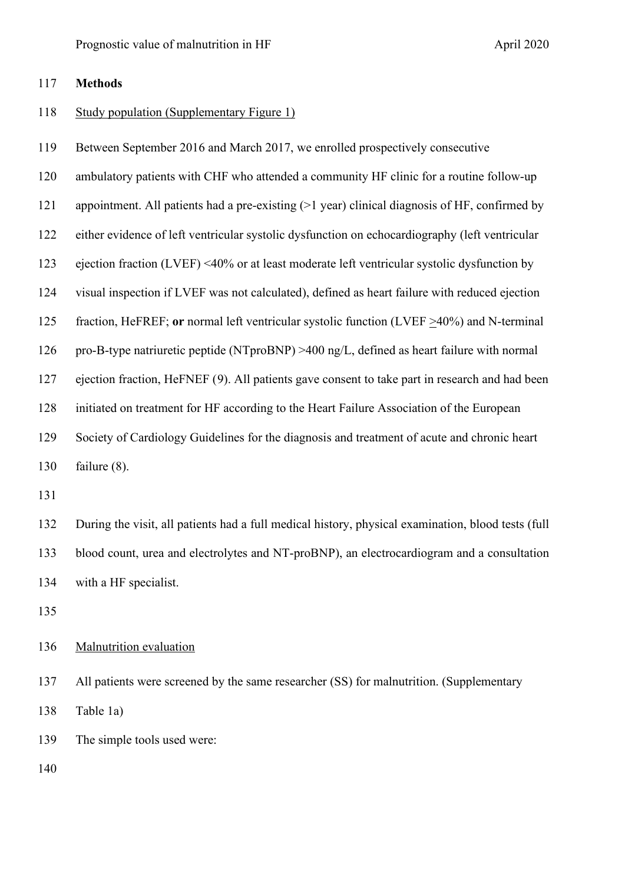**Methods**

Study population (Supplementary Figure 1)

Between September 2016 and March 2017, we enrolled prospectively consecutive ambulatory patients with CHF who attended a community HF clinic for a routine follow-up appointment. All patients had a pre-existing (>1 year) clinical diagnosis of HF, confirmed by either evidence of left ventricular systolic dysfunction on echocardiography (left ventricular ejection fraction (LVEF) <40% or at least moderate left ventricular systolic dysfunction by visual inspection if LVEF was not calculated), defined as heart failure with reduced ejection fraction, HeFREF; **or** normal left ventricular systolic function (LVEF ≥40%) and N-terminal pro-B-type natriuretic peptide (NTproBNP) >400 ng/L, defined as heart failure with normal ejection fraction, HeFNEF (9). All patients gave consent to take part in research and had been initiated on treatment for HF according to the Heart Failure Association of the European Society of Cardiology Guidelines for the diagnosis and treatment of acute and chronic heart failure (8).

During the visit, all patients had a full medical history, physical examination, blood tests (full blood count, urea and electrolytes and NT-proBNP), an electrocardiogram and a consultation with a HF specialist.

Malnutrition evaluation

All patients were screened by the same researcher (SS) for malnutrition. (Supplementary Table 1a)

The simple tools used were: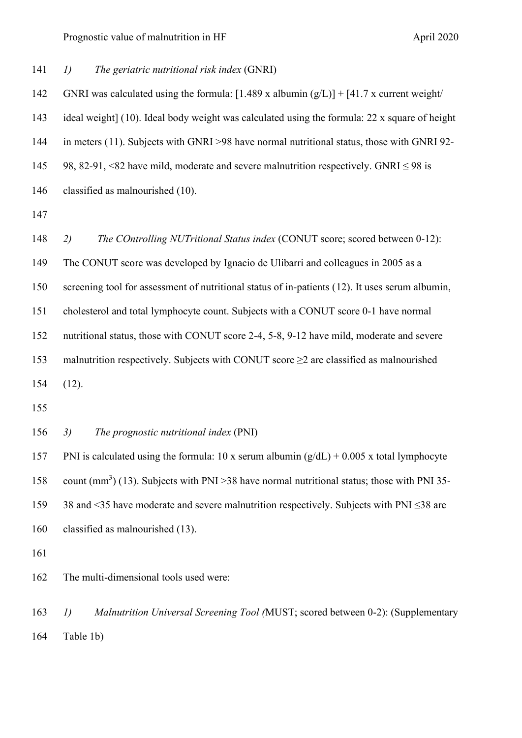*1) The geriatric nutritional risk index* (GNRI)

GNRI was calculated using the formula: [1.489 x albumin (g/L)] + [41.7 x current weight/ ideal weight] (10). Ideal body weight was calculated using the formula: 22 x square of height in meters (11). Subjects with GNRI >98 have normal nutritional status, those with GNRI 92-98, 82-91, <82 have mild, moderate and severe malnutrition respectively. GNRI ≤ 98 is classified as malnourished (10).

*2) The COntrolling NUTritional Status index* (CONUT score; scored between 0-12): The CONUT score was developed by Ignacio de Ulibarri and colleagues in 2005 as a screening tool for assessment of nutritional status of in-patients (12). It uses serum albumin, cholesterol and total lymphocyte count. Subjects with a CONUT score 0-1 have normal nutritional status, those with CONUT score 2-4, 5-8, 9-12 have mild, moderate and severe malnutrition respectively. Subjects with CONUT score ≥2 are classified as malnourished (12).

*3) The prognostic nutritional index* (PNI)

PNI is calculated using the formula: 10 x serum albumin (g/dL) + 0.005 x total lymphocyte count ($mm^3$) (13). Subjects with PNI >38 have normal nutritional status; those with PNI 35-38 and <35 have moderate and severe malnutrition respectively. Subjects with PNI ≤38 are classified as malnourished (13).

The multi-dimensional tools used were:

*1) Malnutrition Universal Screening Tool (*MUST; scored between 0-2): (Supplementary Table 1b)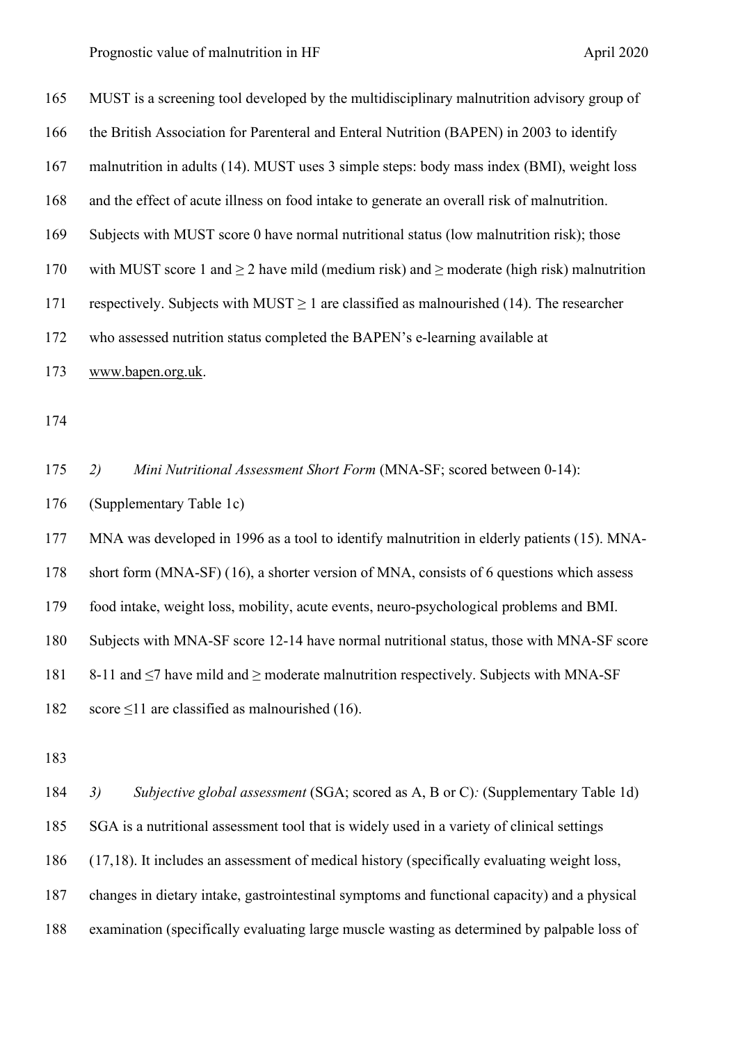MUST is a screening tool developed by the multidisciplinary malnutrition advisory group of the British Association for Parenteral and Enteral Nutrition (BAPEN) in 2003 to identify malnutrition in adults (14). MUST uses 3 simple steps: body mass index (BMI), weight loss and the effect of acute illness on food intake to generate an overall risk of malnutrition. Subjects with MUST score 0 have normal nutritional status (low malnutrition risk); those with MUST score 1 and ≥ 2 have mild (medium risk) and ≥ moderate (high risk) malnutrition respectively. Subjects with MUST ≥ 1 are classified as malnourished (14). The researcher who assessed nutrition status completed the BAPEN's e-learning available at www.bapen.org.uk.

*2) Mini Nutritional Assessment Short Form* (MNA-SF; scored between 0-14): (Supplementary Table 1c)

MNA was developed in 1996 as a tool to identify malnutrition in elderly patients (15). MNA-short form (MNA-SF) (16), a shorter version of MNA, consists of 6 questions which assess food intake, weight loss, mobility, acute events, neuro-psychological problems and BMI. Subjects with MNA-SF score 12-14 have normal nutritional status, those with MNA-SF score 8-11 and ≤7 have mild and ≥ moderate malnutrition respectively. Subjects with MNA-SF score ≤11 are classified as malnourished (16).

*3) Subjective global assessment* (SGA; scored as A, B or C)*:* (Supplementary Table 1d)

SGA is a nutritional assessment tool that is widely used in a variety of clinical settings (17,18). It includes an assessment of medical history (specifically evaluating weight loss, changes in dietary intake, gastrointestinal symptoms and functional capacity) and a physical examination (specifically evaluating large muscle wasting as determined by palpable loss of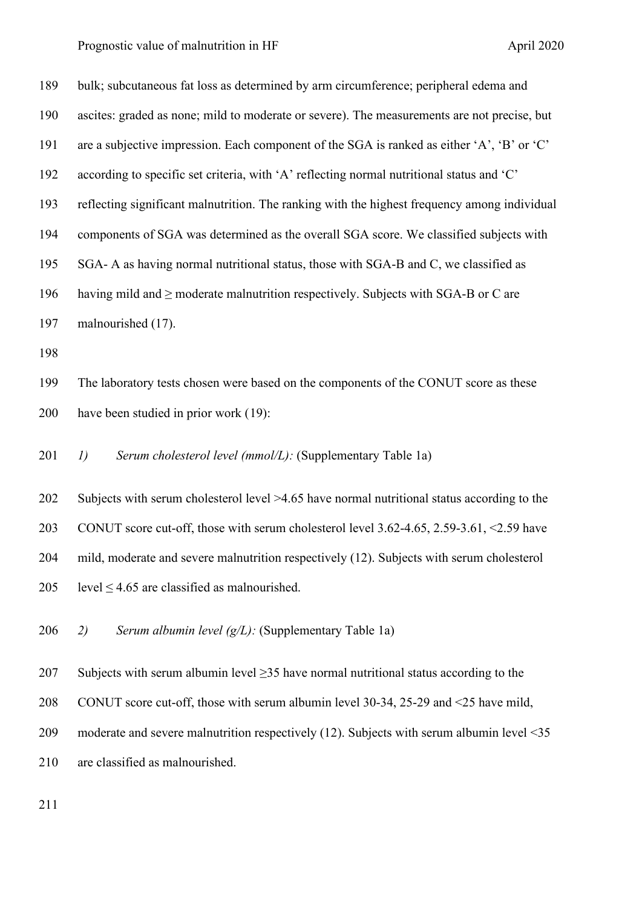bulk; subcutaneous fat loss as determined by arm circumference; peripheral edema and ascites: graded as none; mild to moderate or severe). The measurements are not precise, but are a subjective impression. Each component of the SGA is ranked as either 'A', 'B' or 'C' according to specific set criteria, with 'A' reflecting normal nutritional status and 'C' reflecting significant malnutrition. The ranking with the highest frequency among individual components of SGA was determined as the overall SGA score. We classified subjects with SGA- A as having normal nutritional status, those with SGA-B and C, we classified as having mild and ≥ moderate malnutrition respectively. Subjects with SGA-B or C are malnourished (17).

The laboratory tests chosen were based on the components of the CONUT score as these have been studied in prior work (19):

*1) Serum cholesterol level (mmol/L):* (Supplementary Table 1a)

Subjects with serum cholesterol level >4.65 have normal nutritional status according to the CONUT score cut-off, those with serum cholesterol level 3.62-4.65, 2.59-3.61, <2.59 have mild, moderate and severe malnutrition respectively (12). Subjects with serum cholesterol level ≤ 4.65 are classified as malnourished.

*2) Serum albumin level (g/L):* (Supplementary Table 1a)

Subjects with serum albumin level ≥35 have normal nutritional status according to the CONUT score cut-off, those with serum albumin level 30-34, 25-29 and <25 have mild, moderate and severe malnutrition respectively (12). Subjects with serum albumin level <35 are classified as malnourished.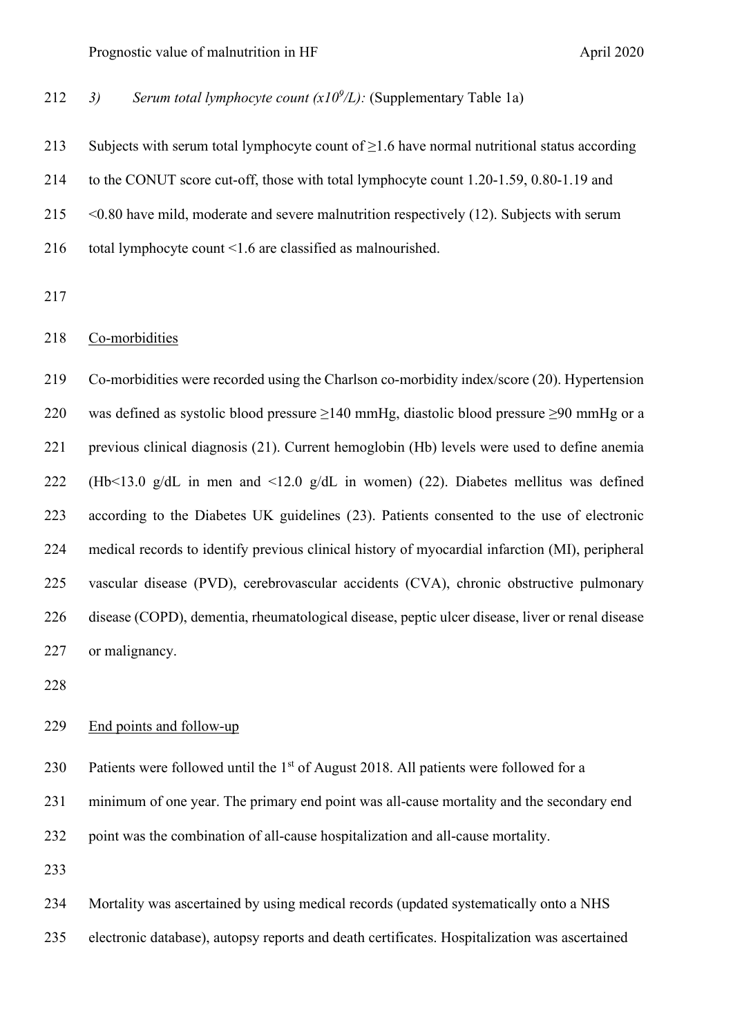3) *Serum total lymphocyte count ($x10^9/L$):* (Supplementary Table 1a)

Subjects with serum total lymphocyte count of ≥1.6 have normal nutritional status according to the CONUT score cut-off, those with total lymphocyte count 1.20-1.59, 0.80-1.19 and <0.80 have mild, moderate and severe malnutrition respectively (12). Subjects with serum total lymphocyte count <1.6 are classified as malnourished.

<u>Co-morbidities</u>

Co-morbidities were recorded using the Charlson co-morbidity index/score (20). Hypertension was defined as systolic blood pressure ≥140 mmHg, diastolic blood pressure ≥90 mmHg or a previous clinical diagnosis (21). Current hemoglobin (Hb) levels were used to define anemia (Hb<13.0 g/dL in men and <12.0 g/dL in women) (22). Diabetes mellitus was defined according to the Diabetes UK guidelines (23). Patients consented to the use of electronic medical records to identify previous clinical history of myocardial infarction (MI), peripheral vascular disease (PVD), cerebrovascular accidents (CVA), chronic obstructive pulmonary disease (COPD), dementia, rheumatological disease, peptic ulcer disease, liver or renal disease or malignancy.

<u>End points and follow-up</u>

Patients were followed until the 1st of August 2018. All patients were followed for a minimum of one year. The primary end point was all-cause mortality and the secondary end point was the combination of all-cause hospitalization and all-cause mortality.

Mortality was ascertained by using medical records (updated systematically onto a NHS electronic database), autopsy reports and death certificates. Hospitalization was ascertained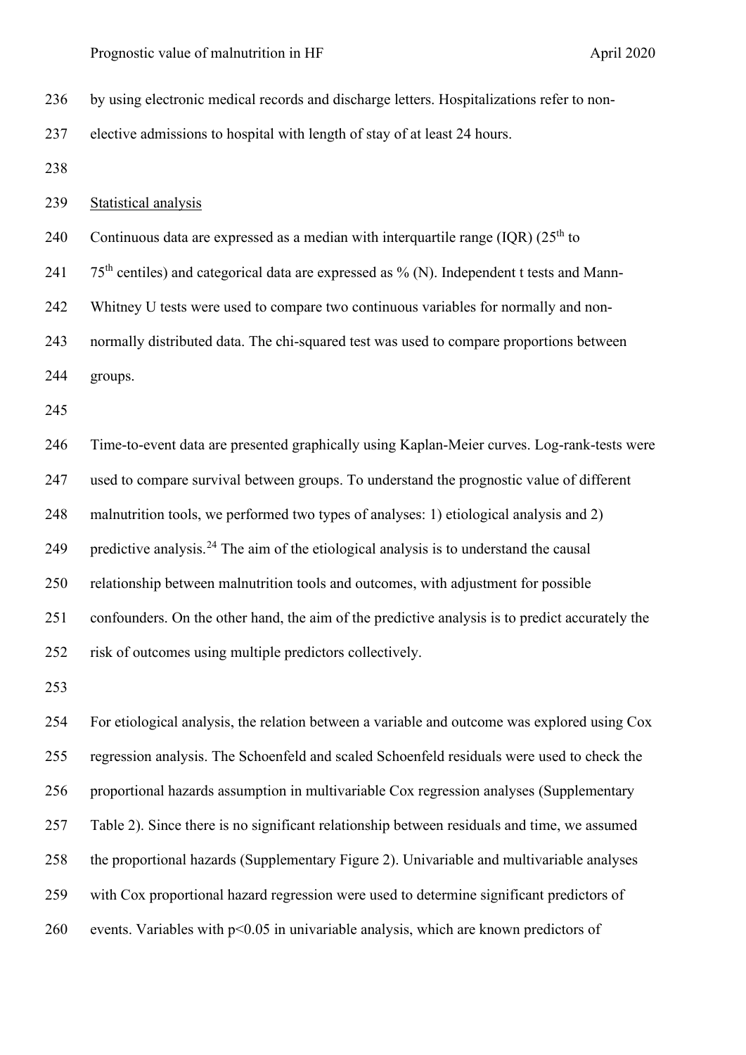by using electronic medical records and discharge letters. Hospitalizations refer to non-elective admissions to hospital with length of stay of at least 24 hours.

Statistical analysis

Continuous data are expressed as a median with interquartile range (IQR) ($25^{th}$ to $75^{th}$ centiles) and categorical data are expressed as % (N). Independent t tests and Mann-Whitney U tests were used to compare two continuous variables for normally and non-normally distributed data. The chi-squared test was used to compare proportions between groups.

Time-to-event data are presented graphically using Kaplan-Meier curves. Log-rank-tests were used to compare survival between groups. To understand the prognostic value of different malnutrition tools, we performed two types of analyses: 1) etiological analysis and 2) predictive analysis.[24] The aim of the etiological analysis is to understand the causal relationship between malnutrition tools and outcomes, with adjustment for possible confounders. On the other hand, the aim of the predictive analysis is to predict accurately the risk of outcomes using multiple predictors collectively.

For etiological analysis, the relation between a variable and outcome was explored using Cox regression analysis. The Schoenfeld and scaled Schoenfeld residuals were used to check the proportional hazards assumption in multivariable Cox regression analyses (Supplementary Table 2). Since there is no significant relationship between residuals and time, we assumed the proportional hazards (Supplementary Figure 2). Univariable and multivariable analyses with Cox proportional hazard regression were used to determine significant predictors of events. Variables with $p<0.05$ in univariable analysis, which are known predictors of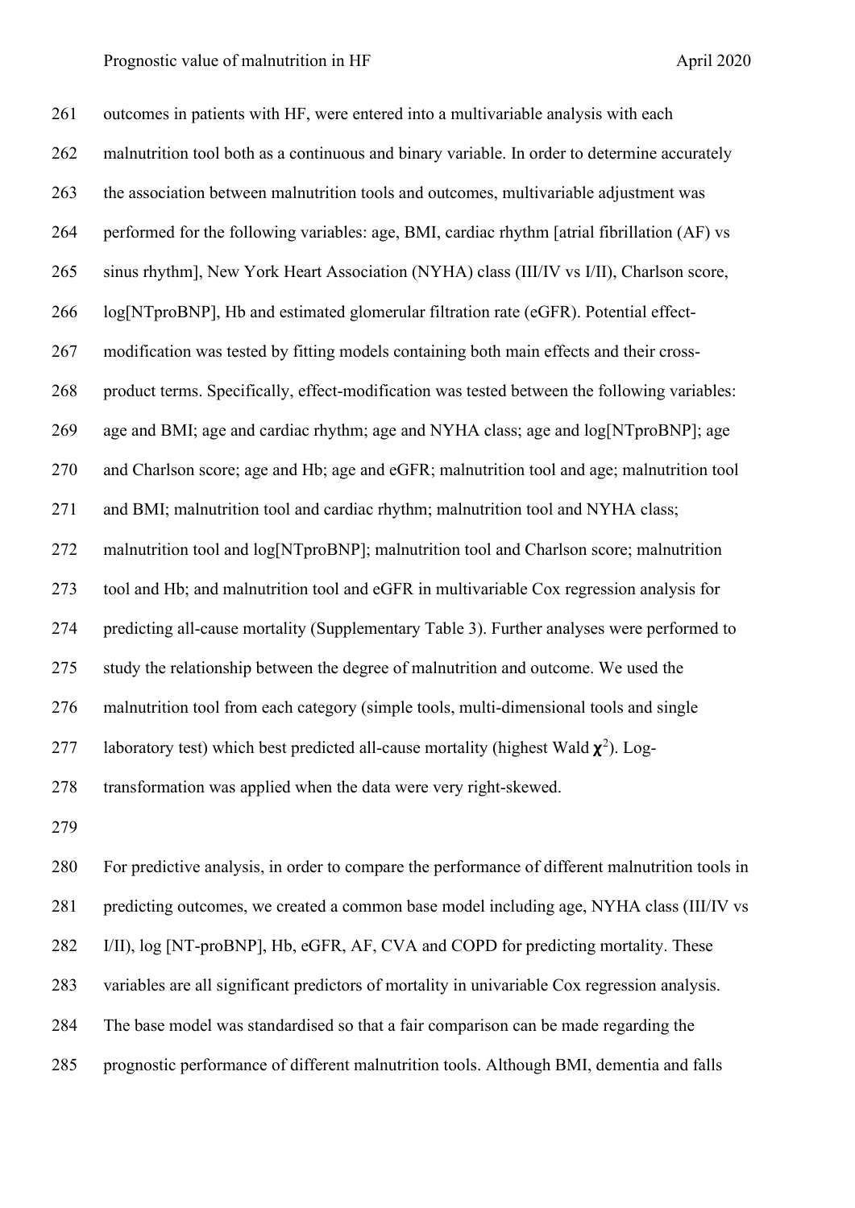outcomes in patients with HF, were entered into a multivariable analysis with each malnutrition tool both as a continuous and binary variable. In order to determine accurately the association between malnutrition tools and outcomes, multivariable adjustment was performed for the following variables: age, BMI, cardiac rhythm [atrial fibrillation (AF) vs sinus rhythm], New York Heart Association (NYHA) class (III/IV vs I/II), Charlson score, log[NTproBNP], Hb and estimated glomerular filtration rate (eGFR). Potential effect-modification was tested by fitting models containing both main effects and their cross-product terms. Specifically, effect-modification was tested between the following variables: age and BMI; age and cardiac rhythm; age and NYHA class; age and log[NTproBNP]; age and Charlson score; age and Hb; age and eGFR; malnutrition tool and age; malnutrition tool and BMI; malnutrition tool and cardiac rhythm; malnutrition tool and NYHA class; malnutrition tool and log[NTproBNP]; malnutrition tool and Charlson score; malnutrition tool and Hb; and malnutrition tool and eGFR in multivariable Cox regression analysis for predicting all-cause mortality (Supplementary Table 3). Further analyses were performed to study the relationship between the degree of malnutrition and outcome. We used the malnutrition tool from each category (simple tools, multi-dimensional tools and single laboratory test) which best predicted all-cause mortality (highest Wald $\chi^2$). Log-transformation was applied when the data were very right-skewed.

For predictive analysis, in order to compare the performance of different malnutrition tools in predicting outcomes, we created a common base model including age, NYHA class (III/IV vs I/II), log [NT-proBNP], Hb, eGFR, AF, CVA and COPD for predicting mortality. These variables are all significant predictors of mortality in univariable Cox regression analysis. The base model was standardised so that a fair comparison can be made regarding the prognostic performance of different malnutrition tools. Although BMI, dementia and falls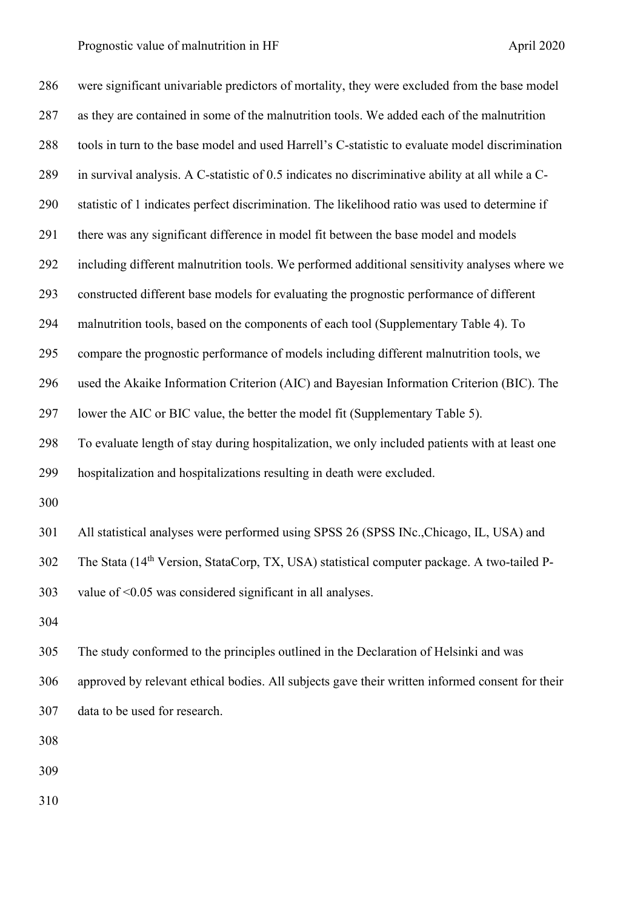were significant univariable predictors of mortality, they were excluded from the base model as they are contained in some of the malnutrition tools. We added each of the malnutrition tools in turn to the base model and used Harrell's C-statistic to evaluate model discrimination in survival analysis. A C-statistic of 0.5 indicates no discriminative ability at all while a C-statistic of 1 indicates perfect discrimination. The likelihood ratio was used to determine if there was any significant difference in model fit between the base model and models including different malnutrition tools. We performed additional sensitivity analyses where we constructed different base models for evaluating the prognostic performance of different malnutrition tools, based on the components of each tool (Supplementary Table 4). To compare the prognostic performance of models including different malnutrition tools, we used the Akaike Information Criterion (AIC) and Bayesian Information Criterion (BIC). The lower the AIC or BIC value, the better the model fit (Supplementary Table 5).

To evaluate length of stay during hospitalization, we only included patients with at least one hospitalization and hospitalizations resulting in death were excluded.

All statistical analyses were performed using SPSS 26 (SPSS INc.,Chicago, IL, USA) and The Stata (14th Version, StataCorp, TX, USA) statistical computer package. A two-tailed P-value of <0.05 was considered significant in all analyses.

The study conformed to the principles outlined in the Declaration of Helsinki and was approved by relevant ethical bodies. All subjects gave their written informed consent for their data to be used for research.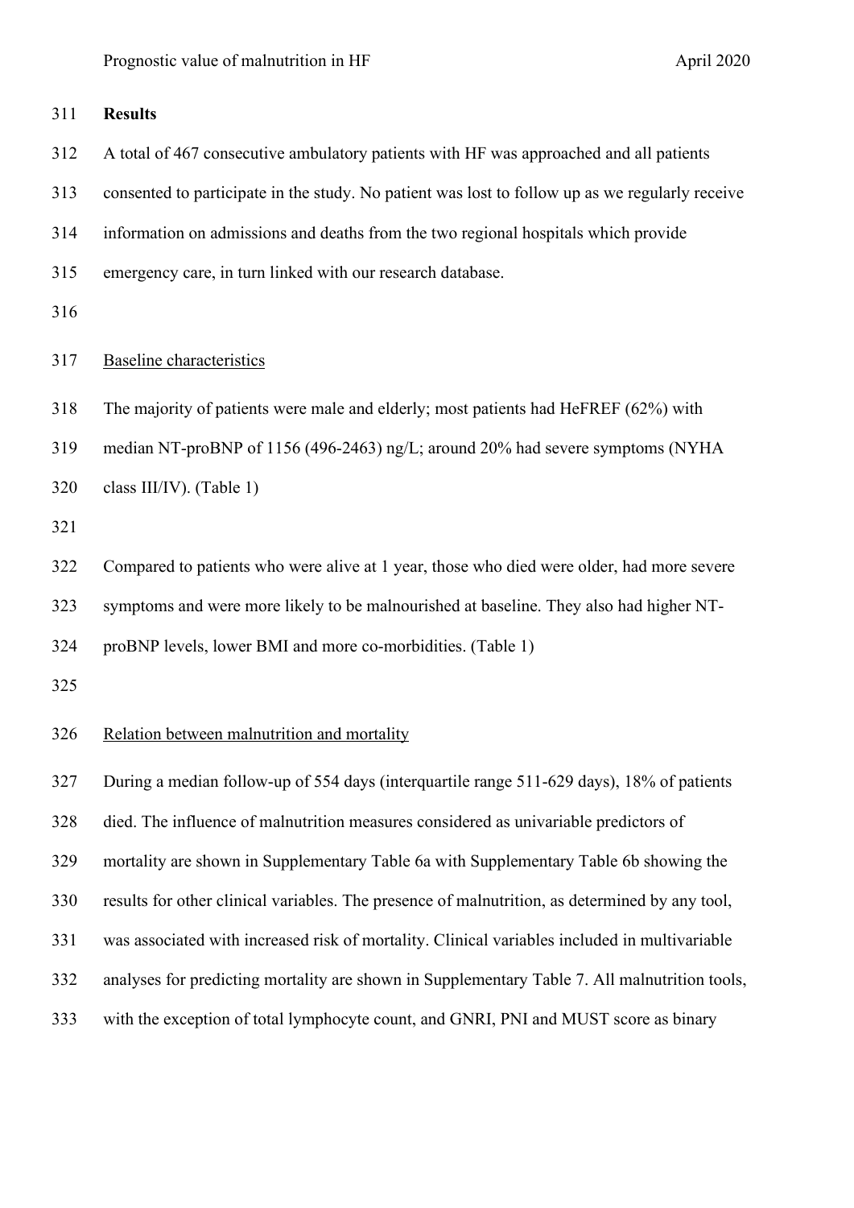## Results

A total of 467 consecutive ambulatory patients with HF was approached and all patients consented to participate in the study. No patient was lost to follow up as we regularly receive information on admissions and deaths from the two regional hospitals which provide emergency care, in turn linked with our research database.

Baseline characteristics

The majority of patients were male and elderly; most patients had HeFREF (62%) with median NT-proBNP of 1156 (496-2463) ng/L; around 20% had severe symptoms (NYHA class III/IV). (Table 1)

Compared to patients who were alive at 1 year, those who died were older, had more severe symptoms and were more likely to be malnourished at baseline. They also had higher NT-proBNP levels, lower BMI and more co-morbidities. (Table 1)

Relation between malnutrition and mortality

During a median follow-up of 554 days (interquartile range 511-629 days), 18% of patients died. The influence of malnutrition measures considered as univariable predictors of mortality are shown in Supplementary Table 6a with Supplementary Table 6b showing the results for other clinical variables. The presence of malnutrition, as determined by any tool, was associated with increased risk of mortality. Clinical variables included in multivariable analyses for predicting mortality are shown in Supplementary Table 7. All malnutrition tools, with the exception of total lymphocyte count, and GNRI, PNI and MUST score as binary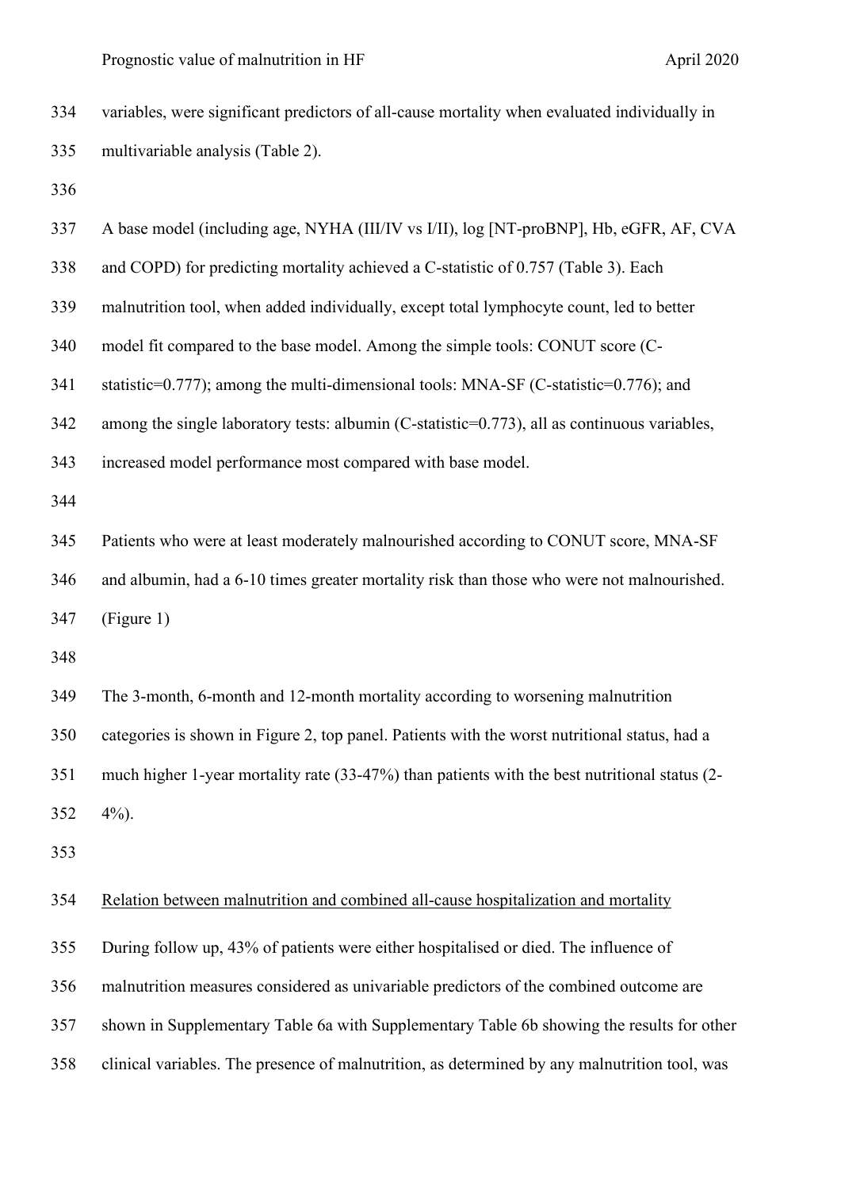variables, were significant predictors of all-cause mortality when evaluated individually in multivariable analysis (Table 2).

A base model (including age, NYHA (III/IV vs I/II), log [NT-proBNP], Hb, eGFR, AF, CVA and COPD) for predicting mortality achieved a C-statistic of 0.757 (Table 3). Each malnutrition tool, when added individually, except total lymphocyte count, led to better model fit compared to the base model. Among the simple tools: CONUT score (C-statistic=0.777); among the multi-dimensional tools: MNA-SF (C-statistic=0.776); and among the single laboratory tests: albumin (C-statistic=0.773), all as continuous variables, increased model performance most compared with base model.

Patients who were at least moderately malnourished according to CONUT score, MNA-SF and albumin, had a 6-10 times greater mortality risk than those who were not malnourished. (Figure 1)

The 3-month, 6-month and 12-month mortality according to worsening malnutrition categories is shown in Figure 2, top panel. Patients with the worst nutritional status, had a much higher 1-year mortality rate (33-47%) than patients with the best nutritional status (2-4%).

<u>Relation between malnutrition and combined all-cause hospitalization and mortality</u>

During follow up, 43% of patients were either hospitalised or died. The influence of malnutrition measures considered as univariable predictors of the combined outcome are shown in Supplementary Table 6a with Supplementary Table 6b showing the results for other clinical variables. The presence of malnutrition, as determined by any malnutrition tool, was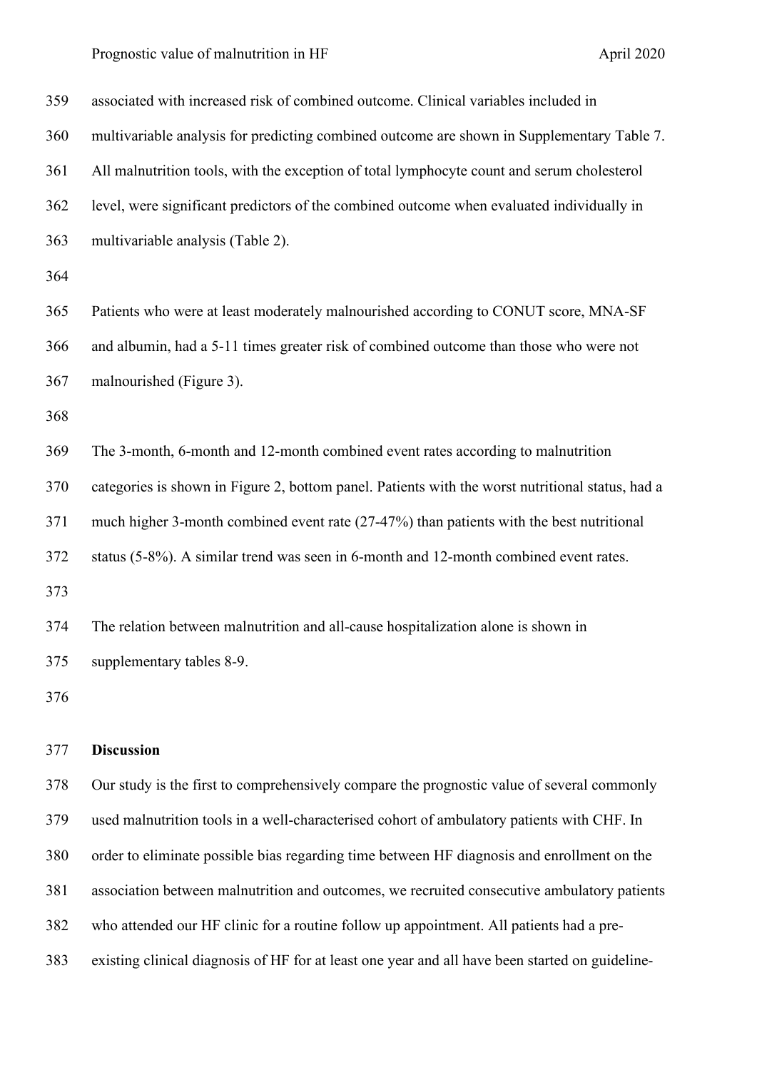associated with increased risk of combined outcome. Clinical variables included in multivariable analysis for predicting combined outcome are shown in Supplementary Table 7. All malnutrition tools, with the exception of total lymphocyte count and serum cholesterol level, were significant predictors of the combined outcome when evaluated individually in multivariable analysis (Table 2).

Patients who were at least moderately malnourished according to CONUT score, MNA-SF and albumin, had a 5-11 times greater risk of combined outcome than those who were not malnourished (Figure 3).

The 3-month, 6-month and 12-month combined event rates according to malnutrition categories is shown in Figure 2, bottom panel. Patients with the worst nutritional status, had a much higher 3-month combined event rate (27-47%) than patients with the best nutritional status (5-8%). A similar trend was seen in 6-month and 12-month combined event rates.

The relation between malnutrition and all-cause hospitalization alone is shown in supplementary tables 8-9.

**Discussion**

Our study is the first to comprehensively compare the prognostic value of several commonly used malnutrition tools in a well-characterised cohort of ambulatory patients with CHF. In order to eliminate possible bias regarding time between HF diagnosis and enrollment on the association between malnutrition and outcomes, we recruited consecutive ambulatory patients who attended our HF clinic for a routine follow up appointment. All patients had a pre-existing clinical diagnosis of HF for at least one year and all have been started on guideline-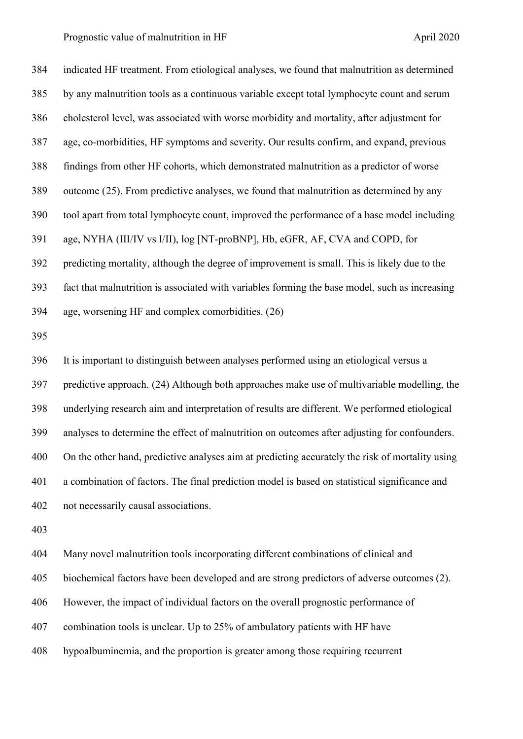indicated HF treatment. From etiological analyses, we found that malnutrition as determined by any malnutrition tools as a continuous variable except total lymphocyte count and serum cholesterol level, was associated with worse morbidity and mortality, after adjustment for age, co-morbidities, HF symptoms and severity. Our results confirm, and expand, previous findings from other HF cohorts, which demonstrated malnutrition as a predictor of worse outcome (25). From predictive analyses, we found that malnutrition as determined by any tool apart from total lymphocyte count, improved the performance of a base model including age, NYHA (III/IV vs I/II), log [NT-proBNP], Hb, eGFR, AF, CVA and COPD, for predicting mortality, although the degree of improvement is small. This is likely due to the fact that malnutrition is associated with variables forming the base model, such as increasing age, worsening HF and complex comorbidities. (26)

It is important to distinguish between analyses performed using an etiological versus a predictive approach. (24) Although both approaches make use of multivariable modelling, the underlying research aim and interpretation of results are different. We performed etiological analyses to determine the effect of malnutrition on outcomes after adjusting for confounders. On the other hand, predictive analyses aim at predicting accurately the risk of mortality using a combination of factors. The final prediction model is based on statistical significance and not necessarily causal associations.

Many novel malnutrition tools incorporating different combinations of clinical and biochemical factors have been developed and are strong predictors of adverse outcomes (2). However, the impact of individual factors on the overall prognostic performance of combination tools is unclear. Up to 25% of ambulatory patients with HF have hypoalbuminemia, and the proportion is greater among those requiring recurrent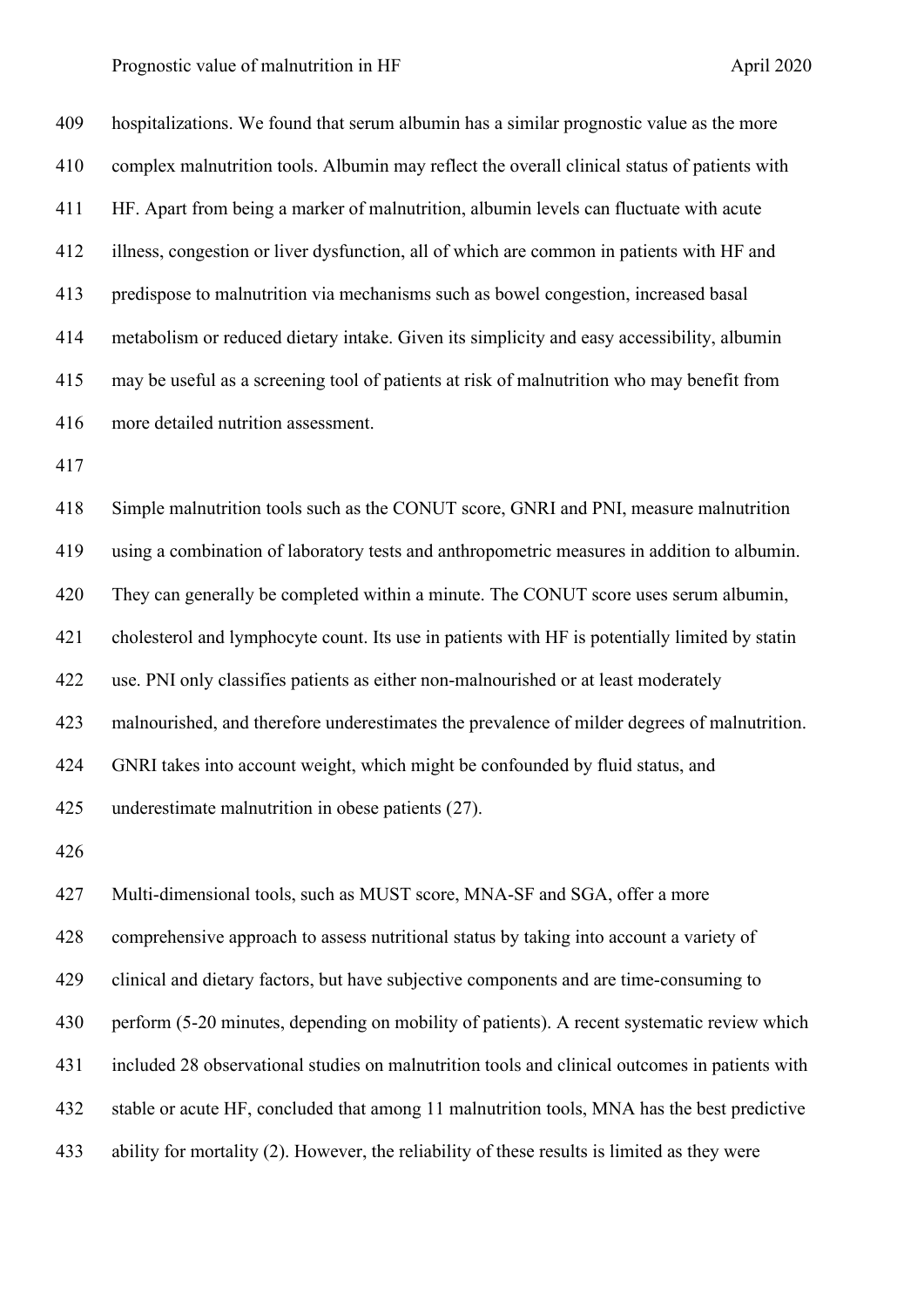hospitalizations. We found that serum albumin has a similar prognostic value as the more complex malnutrition tools. Albumin may reflect the overall clinical status of patients with HF. Apart from being a marker of malnutrition, albumin levels can fluctuate with acute illness, congestion or liver dysfunction, all of which are common in patients with HF and predispose to malnutrition via mechanisms such as bowel congestion, increased basal metabolism or reduced dietary intake. Given its simplicity and easy accessibility, albumin may be useful as a screening tool of patients at risk of malnutrition who may benefit from more detailed nutrition assessment.

Simple malnutrition tools such as the CONUT score, GNRI and PNI, measure malnutrition using a combination of laboratory tests and anthropometric measures in addition to albumin. They can generally be completed within a minute. The CONUT score uses serum albumin, cholesterol and lymphocyte count. Its use in patients with HF is potentially limited by statin use. PNI only classifies patients as either non-malnourished or at least moderately malnourished, and therefore underestimates the prevalence of milder degrees of malnutrition. GNRI takes into account weight, which might be confounded by fluid status, and underestimate malnutrition in obese patients (27).

Multi-dimensional tools, such as MUST score, MNA-SF and SGA, offer a more comprehensive approach to assess nutritional status by taking into account a variety of clinical and dietary factors, but have subjective components and are time-consuming to perform (5-20 minutes, depending on mobility of patients). A recent systematic review which included 28 observational studies on malnutrition tools and clinical outcomes in patients with stable or acute HF, concluded that among 11 malnutrition tools, MNA has the best predictive ability for mortality (2). However, the reliability of these results is limited as they were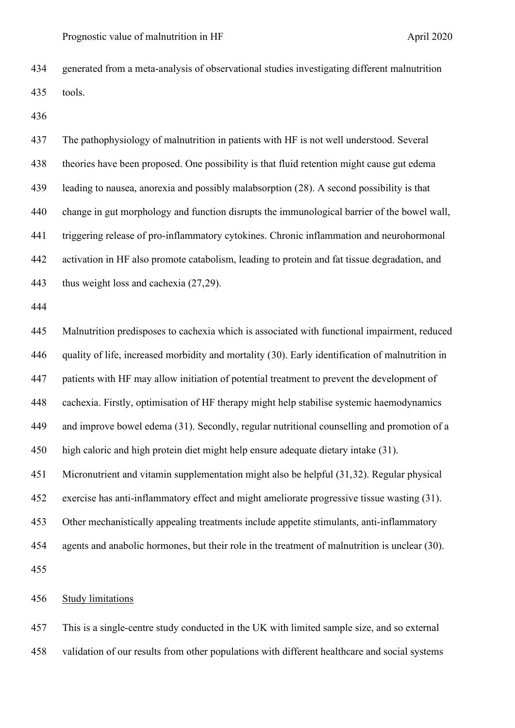generated from a meta-analysis of observational studies investigating different malnutrition tools.

The pathophysiology of malnutrition in patients with HF is not well understood. Several theories have been proposed. One possibility is that fluid retention might cause gut edema leading to nausea, anorexia and possibly malabsorption (28). A second possibility is that change in gut morphology and function disrupts the immunological barrier of the bowel wall, triggering release of pro-inflammatory cytokines. Chronic inflammation and neurohormonal activation in HF also promote catabolism, leading to protein and fat tissue degradation, and thus weight loss and cachexia (27,29).

Malnutrition predisposes to cachexia which is associated with functional impairment, reduced quality of life, increased morbidity and mortality (30). Early identification of malnutrition in patients with HF may allow initiation of potential treatment to prevent the development of cachexia. Firstly, optimisation of HF therapy might help stabilise systemic haemodynamics and improve bowel edema (31). Secondly, regular nutritional counselling and promotion of a high caloric and high protein diet might help ensure adequate dietary intake (31). Micronutrient and vitamin supplementation might also be helpful (31,32). Regular physical exercise has anti-inflammatory effect and might ameliorate progressive tissue wasting (31). Other mechanistically appealing treatments include appetite stimulants, anti-inflammatory agents and anabolic hormones, but their role in the treatment of malnutrition is unclear (30).

Study limitations

This is a single-centre study conducted in the UK with limited sample size, and so external validation of our results from other populations with different healthcare and social systems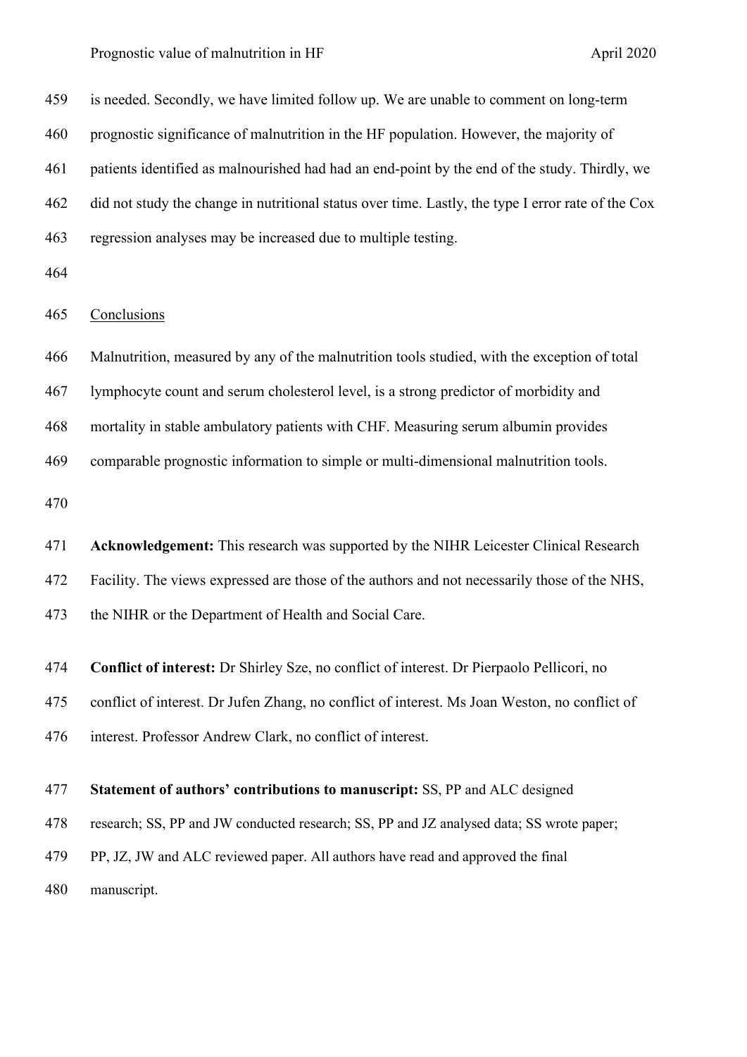is needed. Secondly, we have limited follow up. We are unable to comment on long-term prognostic significance of malnutrition in the HF population. However, the majority of patients identified as malnourished had had an end-point by the end of the study. Thirdly, we did not study the change in nutritional status over time. Lastly, the type I error rate of the Cox regression analyses may be increased due to multiple testing.

## Conclusions

Malnutrition, measured by any of the malnutrition tools studied, with the exception of total lymphocyte count and serum cholesterol level, is a strong predictor of morbidity and mortality in stable ambulatory patients with CHF. Measuring serum albumin provides comparable prognostic information to simple or multi-dimensional malnutrition tools.

**Acknowledgement:** This research was supported by the NIHR Leicester Clinical Research Facility. The views expressed are those of the authors and not necessarily those of the NHS, the NIHR or the Department of Health and Social Care.

**Conflict of interest:** Dr Shirley Sze, no conflict of interest. Dr Pierpaolo Pellicori, no conflict of interest. Dr Jufen Zhang, no conflict of interest. Ms Joan Weston, no conflict of interest. Professor Andrew Clark, no conflict of interest.

**Statement of authors' contributions to manuscript:** SS, PP and ALC designed research; SS, PP and JW conducted research; SS, PP and JZ analysed data; SS wrote paper; PP, JZ, JW and ALC reviewed paper. All authors have read and approved the final manuscript.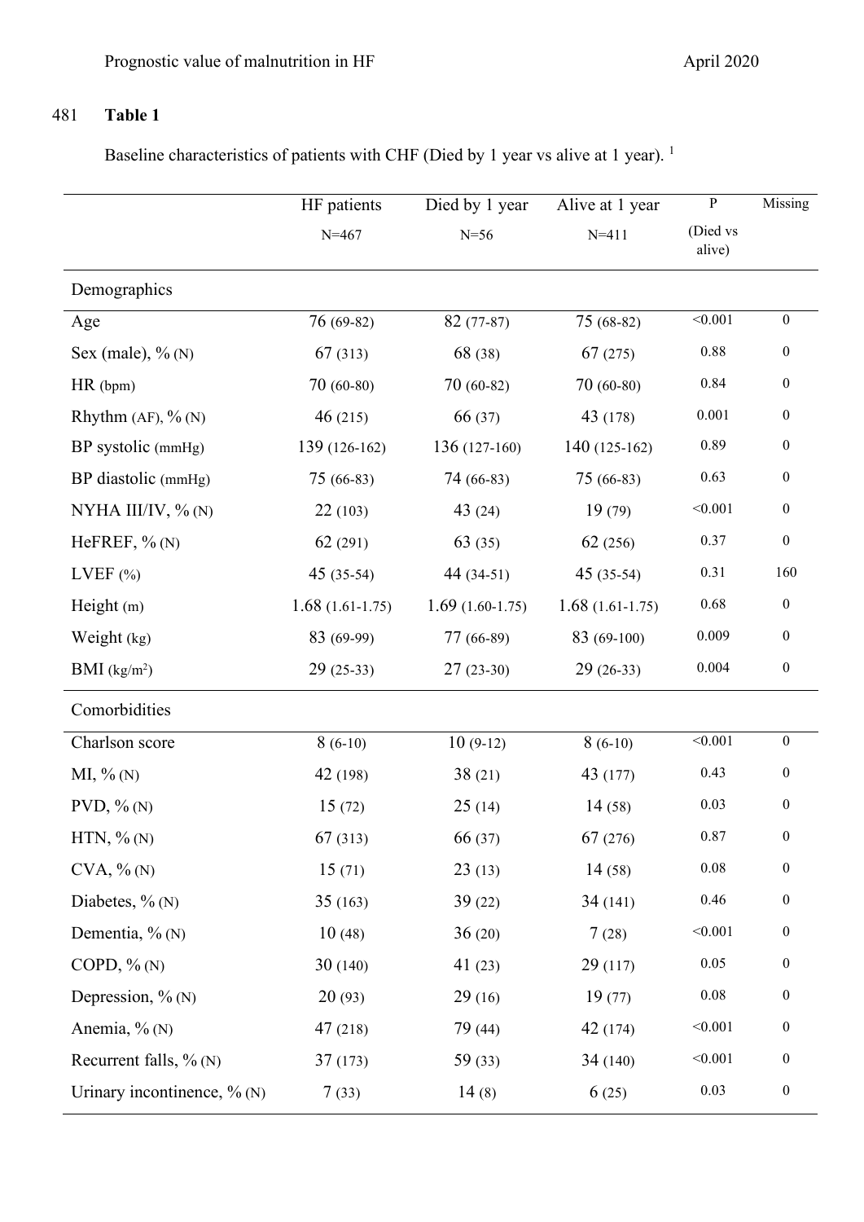481 **Table 1**

Baseline characteristics of patients with CHF (Died by 1 year vs alive at 1 year). [1]

| | HF patients N=467 | Died by 1 year N=56 | Alive at 1 year N=411 | P (Died vs alive) | Missing |
|---|---|---|---|---|---|
| Demographics | | | | | |
| Age | 76 (69-82) | 82 (77-87) | 75 (68-82) | <0.001 | 0 |
| Sex (male), % (N) | 67 (313) | 68 (38) | 67 (275) | 0.88 | 0 |
| HR (bpm) | 70 (60-80) | 70 (60-82) | 70 (60-80) | 0.84 | 0 |
| Rhythm (AF), % (N) | 46 (215) | 66 (37) | 43 (178) | 0.001 | 0 |
| BP systolic (mmHg) | 139 (126-162) | 136 (127-160) | 140 (125-162) | 0.89 | 0 |
| BP diastolic (mmHg) | 75 (66-83) | 74 (66-83) | 75 (66-83) | 0.63 | 0 |
| NYHA III/IV, % (N) | 22 (103) | 43 (24) | 19 (79) | <0.001 | 0 |
| HeFREF, % (N) | 62 (291) | 63 (35) | 62 (256) | 0.37 | 0 |
| LVEF (%) | 45 (35-54) | 44 (34-51) | 45 (35-54) | 0.31 | 160 |
| Height (m) | 1.68 (1.61-1.75) | 1.69 (1.60-1.75) | 1.68 (1.61-1.75) | 0.68 | 0 |
| Weight (kg) | 83 (69-99) | 77 (66-89) | 83 (69-100) | 0.009 | 0 |
| BMI (kg/m$^2$) | 29 (25-33) | 27 (23-30) | 29 (26-33) | 0.004 | 0 |
| Comorbidities | | | | | |
| Charlson score | 8 (6-10) | 10 (9-12) | 8 (6-10) | <0.001 | 0 |
| MI, % (N) | 42 (198) | 38 (21) | 43 (177) | 0.43 | 0 |
| PVD, % (N) | 15 (72) | 25 (14) | 14 (58) | 0.03 | 0 |
| HTN, % (N) | 67 (313) | 66 (37) | 67 (276) | 0.87 | 0 |
| CVA, % (N) | 15 (71) | 23 (13) | 14 (58) | 0.08 | 0 |
| Diabetes, % (N) | 35 (163) | 39 (22) | 34 (141) | 0.46 | 0 |
| Dementia, % (N) | 10 (48) | 36 (20) | 7 (28) | <0.001 | 0 |
| COPD, % (N) | 30 (140) | 41 (23) | 29 (117) | 0.05 | 0 |
| Depression, % (N) | 20 (93) | 29 (16) | 19 (77) | 0.08 | 0 |
| Anemia, % (N) | 47 (218) | 79 (44) | 42 (174) | <0.001 | 0 |
| Recurrent falls, % (N) | 37 (173) | 59 (33) | 34 (140) | <0.001 | 0 |
| Urinary incontinence, % (N) | 7 (33) | 14 (8) | 6 (25) | 0.03 | 0 |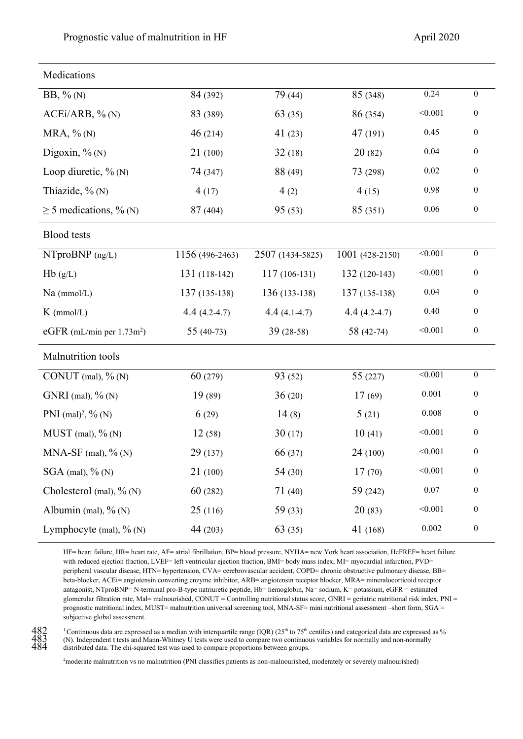| Medications | | | | | |
|---|---|---|---|---|---|
| BB, % (N) | 84 (392) | 79 (44) | 85 (348) | 0.24 | 0 |
| ACEi/ARB, % (N) | 83 (389) | 63 (35) | 86 (354) | <0.001 | 0 |
| MRA, % (N) | 46 (214) | 41 (23) | 47 (191) | 0.45 | 0 |
| Digoxin, % (N) | 21 (100) | 32 (18) | 20 (82) | 0.04 | 0 |
| Loop diuretic, % (N) | 74 (347) | 88 (49) | 73 (298) | 0.02 | 0 |
| Thiazide, % (N) | 4 (17) | 4 (2) | 4 (15) | 0.98 | 0 |
| ≥ 5 medications, % (N) | 87 (404) | 95 (53) | 85 (351) | 0.06 | 0 |
| **Blood tests** | | | | | |
| NTproBNP (ng/L) | 1156 (496-2463) | 2507 (1434-5825) | 1001 (428-2150) | <0.001 | 0 |
| Hb (g/L) | 131 (118-142) | 117 (106-131) | 132 (120-143) | <0.001 | 0 |
| Na (mmol/L) | 137 (135-138) | 136 (133-138) | 137 (135-138) | 0.04 | 0 |
| K (mmol/L) | 4.4 (4.2-4.7) | 4.4 (4.1-4.7) | 4.4 (4.2-4.7) | 0.40 | 0 |
| eGFR (mL/min per 1.73m$^2$) | 55 (40-73) | 39 (28-58) | 58 (42-74) | <0.001 | 0 |
| **Malnutrition tools** | | | | | |
| CONUT (mal), % (N) | 60 (279) | 93 (52) | 55 (227) | <0.001 | 0 |
| GNRI (mal), % (N) | 19 (89) | 36 (20) | 17 (69) | 0.001 | 0 |
| PNI (mal)[2], % (N) | 6 (29) | 14 (8) | 5 (21) | 0.008 | 0 |
| MUST (mal), % (N) | 12 (58) | 30 (17) | 10 (41) | <0.001 | 0 |
| MNA-SF (mal), % (N) | 29 (137) | 66 (37) | 24 (100) | <0.001 | 0 |
| SGA (mal), % (N) | 21 (100) | 54 (30) | 17 (70) | <0.001 | 0 |
| Cholesterol (mal), % (N) | 60 (282) | 71 (40) | 59 (242) | 0.07 | 0 |
| Albumin (mal), % (N) | 25 (116) | 59 (33) | 20 (83) | <0.001 | 0 |
| Lymphocyte (mal), % (N) | 44 (203) | 63 (35) | 41 (168) | 0.002 | 0 |

HF= heart failure, HR= heart rate, AF= atrial fibrillation, BP= blood pressure, NYHA= new York heart association, HeFREF= heart failure with reduced ejection fraction, LVEF= left ventricular ejection fraction, BMI= body mass index, MI= myocardial infarction, PVD= peripheral vascular disease, HTN= hypertension, CVA= cerebrovascular accident, COPD= chronic obstructive pulmonary disease, BB= beta-blocker, ACEi= angiotensin converting enzyme inhibitor, ARB= angiotensin receptor blocker, MRA= mineralocorticoid receptor antagonist, NTproBNP= N-terminal pro-B-type natriuretic peptide, Hb= hemoglobin, Na= sodium, K= potassium, eGFR = estimated glomerular filtration rate, Mal= malnourished, CONUT = Controlling nutritional status score, GNRI = geriatric nutritional risk index, PNI = prognostic nutritional index, MUST= malnutrition universal screening tool, MNA-SF= mini nutritional assessment –short form, SGA = subjective global assessment.

[1] Continuous data are expressed as a median with interquartile range (IQR) (25th to 75th centiles) and categorical data are expressed as % (N). Independent t tests and Mann-Whitney U tests were used to compare two continuous variables for normally and non-normally distributed data. The chi-squared test was used to compare proportions between groups.

[2] moderate malnutrition vs no malnutrition (PNI classifies patients as non-malnourished, moderately or severely malnourished)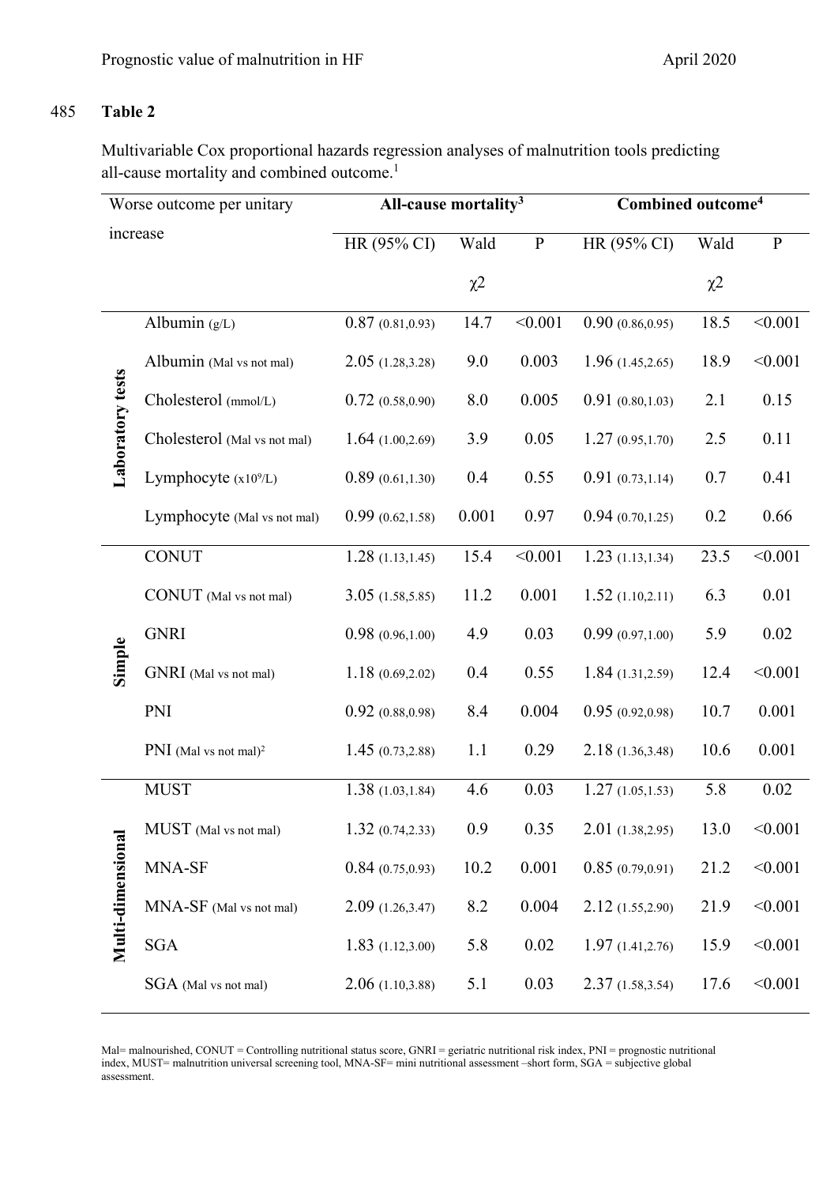**Table 2**

Multivariable Cox proportional hazards regression analyses of malnutrition tools predicting all-cause mortality and combined outcome.[1]

| Worse outcome per unitary increase | | All-cause mortality[3] | | | Combined outcome[4] | | |
|---|---|---|---|---|---|---|---|
| | | HR (95% CI) | Wald $\chi2$ | P | HR (95% CI) | Wald $\chi2$ | P |
| **Laboratory tests** | Albumin (g/L) | 0.87 (0.81,0.93) | 14.7 | <0.001 | 0.90 (0.86,0.95) | 18.5 | <0.001 |
| | Albumin (Mal vs not mal) | 2.05 (1.28,3.28) | 9.0 | 0.003 | 1.96 (1.45,2.65) | 18.9 | <0.001 |
| | Cholesterol (mmol/L) | 0.72 (0.58,0.90) | 8.0 | 0.005 | 0.91 (0.80,1.03) | 2.1 | 0.15 |
| | Cholesterol (Mal vs not mal) | 1.64 (1.00,2.69) | 3.9 | 0.05 | 1.27 (0.95,1.70) | 2.5 | 0.11 |
| | Lymphocyte ($x10^9$/L) | 0.89 (0.61,1.30) | 0.4 | 0.55 | 0.91 (0.73,1.14) | 0.7 | 0.41 |
| | Lymphocyte (Mal vs not mal) | 0.99 (0.62,1.58) | 0.001 | 0.97 | 0.94 (0.70,1.25) | 0.2 | 0.66 |
| **Simple** | CONUT | 1.28 (1.13,1.45) | 15.4 | <0.001 | 1.23 (1.13,1.34) | 23.5 | <0.001 |
| | CONUT (Mal vs not mal) | 3.05 (1.58,5.85) | 11.2 | 0.001 | 1.52 (1.10,2.11) | 6.3 | 0.01 |
| | GNRI | 0.98 (0.96,1.00) | 4.9 | 0.03 | 0.99 (0.97,1.00) | 5.9 | 0.02 |
| | GNRI (Mal vs not mal) | 1.18 (0.69,2.02) | 0.4 | 0.55 | 1.84 (1.31,2.59) | 12.4 | <0.001 |
| | PNI | 0.92 (0.88,0.98) | 8.4 | 0.004 | 0.95 (0.92,0.98) | 10.7 | 0.001 |
| | PNI (Mal vs not mal)[2] | 1.45 (0.73,2.88) | 1.1 | 0.29 | 2.18 (1.36,3.48) | 10.6 | 0.001 |
| **Multi-dimensional** | MUST | 1.38 (1.03,1.84) | 4.6 | 0.03 | 1.27 (1.05,1.53) | 5.8 | 0.02 |
| | MUST (Mal vs not mal) | 1.32 (0.74,2.33) | 0.9 | 0.35 | 2.01 (1.38,2.95) | 13.0 | <0.001 |
| | MNA-SF | 0.84 (0.75,0.93) | 10.2 | 0.001 | 0.85 (0.79,0.91) | 21.2 | <0.001 |
| | MNA-SF (Mal vs not mal) | 2.09 (1.26,3.47) | 8.2 | 0.004 | 2.12 (1.55,2.90) | 21.9 | <0.001 |
| | SGA | 1.83 (1.12,3.00) | 5.8 | 0.02 | 1.97 (1.41,2.76) | 15.9 | <0.001 |
| | SGA (Mal vs not mal) | 2.06 (1.10,3.88) | 5.1 | 0.03 | 2.37 (1.58,3.54) | 17.6 | <0.001 |

Mal= malnourished, CONUT = Controlling nutritional status score, GNRI = geriatric nutritional risk index, PNI = prognostic nutritional index, MUST= malnutrition universal screening tool, MNA-SF= mini nutritional assessment –short form, SGA = subjective global assessment.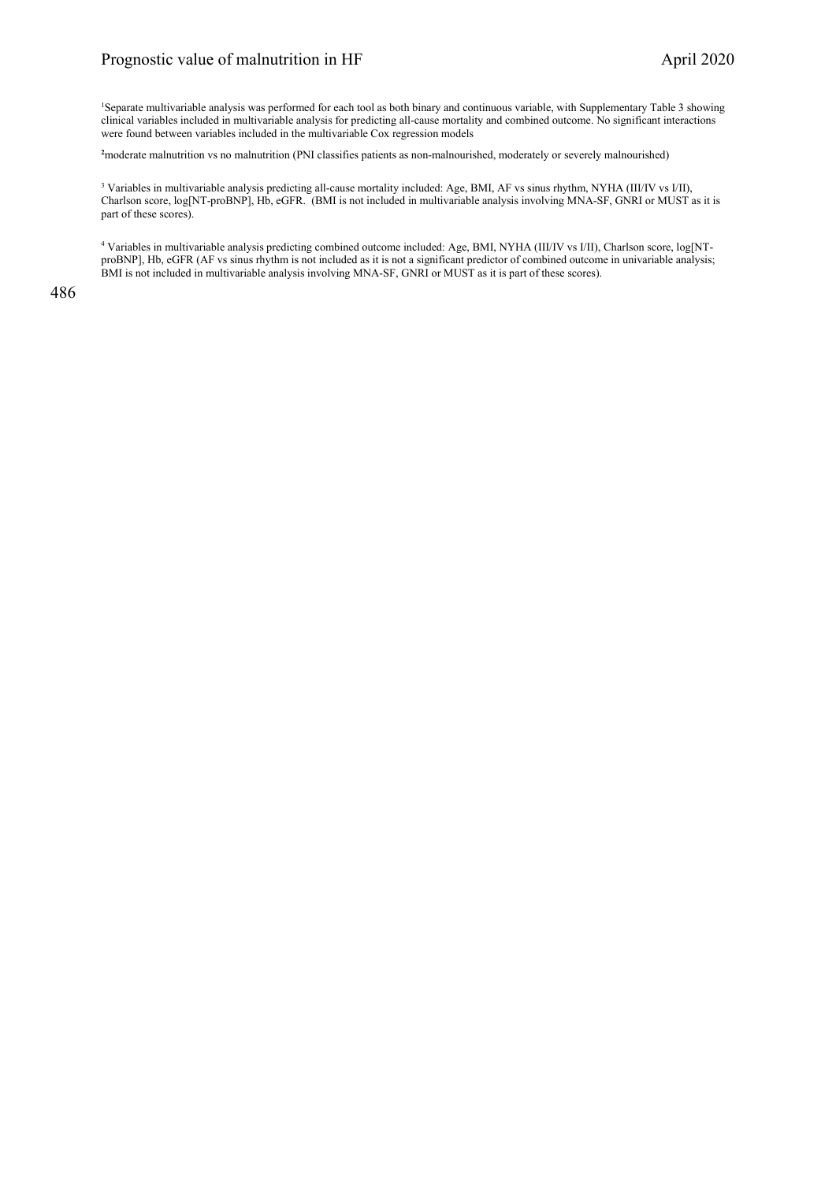[1]Separate multivariable analysis was performed for each tool as both binary and continuous variable, with Supplementary Table 3 showing clinical variables included in multivariable analysis for predicting all-cause mortality and combined outcome. No significant interactions were found between variables included in the multivariable Cox regression models

[2]moderate malnutrition vs no malnutrition (PNI classifies patients as non-malnourished, moderately or severely malnourished)

[3] Variables in multivariable analysis predicting all-cause mortality included: Age, BMI, AF vs sinus rhythm, NYHA (III/IV vs I/II), Charlson score, log[NT-proBNP], Hb, eGFR. (BMI is not included in multivariable analysis involving MNA-SF, GNRI or MUST as it is part of these scores).

[4] Variables in multivariable analysis predicting combined outcome included: Age, BMI, NYHA (III/IV vs I/II), Charlson score, log[NT-proBNP], Hb, eGFR (AF vs sinus rhythm is not included as it is not a significant predictor of combined outcome in univariable analysis; BMI is not included in multivariable analysis involving MNA-SF, GNRI or MUST as it is part of these scores).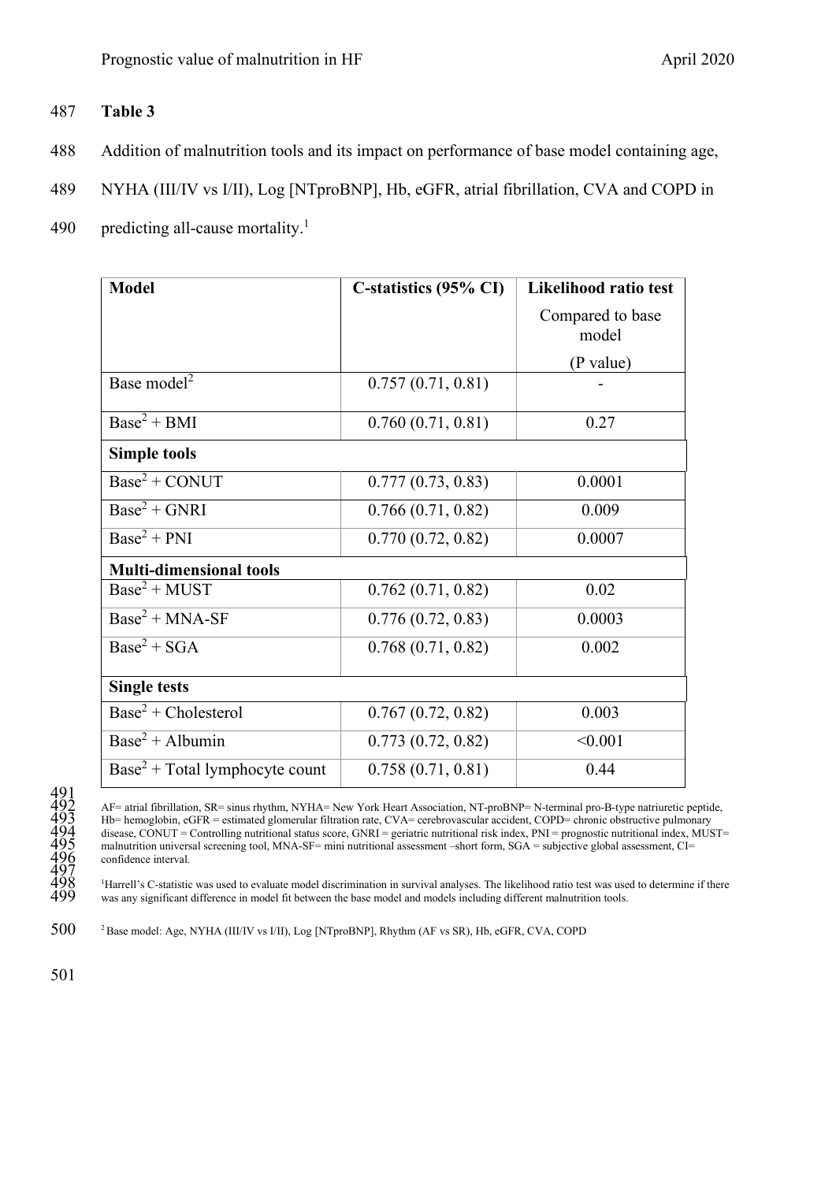**Table 3**

Addition of malnutrition tools and its impact on performance of base model containing age, NYHA (III/IV vs I/II), Log [NTproBNP], Hb, eGFR, atrial fibrillation, CVA and COPD in predicting all-cause mortality.[1]

| Model | C-statistics (95% CI) | Likelihood ratio test Compared to base model (P value) |
|---|---|---|
| Base model[2] | 0.757 (0.71, 0.81) | - |
| Base[2] + BMI | 0.760 (0.71, 0.81) | 0.27 |
| **Simple tools** | | |
| Base[2] + CONUT | 0.777 (0.73, 0.83) | 0.0001 |
| Base[2] + GNRI | 0.766 (0.71, 0.82) | 0.009 |
| Base[2] + PNI | 0.770 (0.72, 0.82) | 0.0007 |
| **Multi-dimensional tools** | | |
| Base[2] + MUST | 0.762 (0.71, 0.82) | 0.02 |
| Base[2] + MNA-SF | 0.776 (0.72, 0.83) | 0.0003 |
| Base[2] + SGA | 0.768 (0.71, 0.82) | 0.002 |
| **Single tests** | | |
| Base[2] + Cholesterol | 0.767 (0.72, 0.82) | 0.003 |
| Base[2] + Albumin | 0.773 (0.72, 0.82) | <0.001 |
| Base[2] + Total lymphocyte count | 0.758 (0.71, 0.81) | 0.44 |

AF= atrial fibrillation, SR= sinus rhythm, NYHA= New York Heart Association, NT-proBNP= N-terminal pro-B-type natriuretic peptide, Hb= hemoglobin, eGFR = estimated glomerular filtration rate, CVA= cerebrovascular accident, COPD= chronic obstructive pulmonary disease, CONUT = Controlling nutritional status score, GNRI = geriatric nutritional risk index, PNI = prognostic nutritional index, MUST= malnutrition universal screening tool, MNA-SF= mini nutritional assessment –short form, SGA = subjective global assessment, CI= confidence interval.

[1]Harrell's C-statistic was used to evaluate model discrimination in survival analyses. The likelihood ratio test was used to determine if there was any significant difference in model fit between the base model and models including different malnutrition tools.

[2]Base model: Age, NYHA (III/IV vs I/II), Log [NTproBNP], Rhythm (AF vs SR), Hb, eGFR, CVA, COPD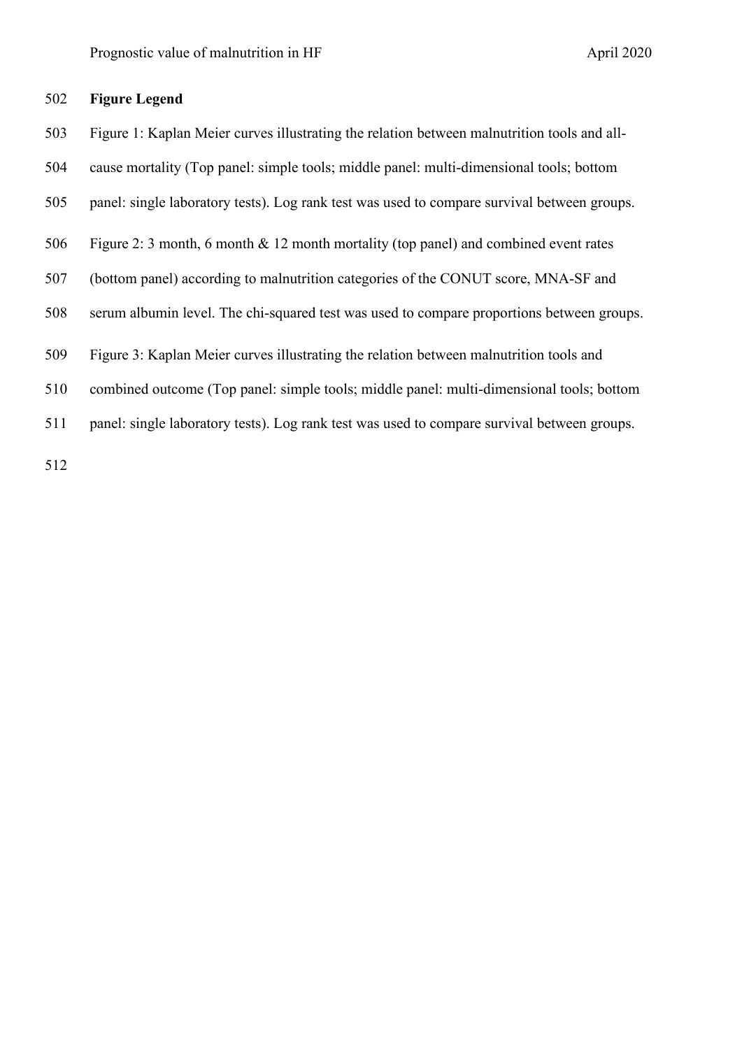**Figure Legend**

Figure 1: Kaplan Meier curves illustrating the relation between malnutrition tools and all-cause mortality (Top panel: simple tools; middle panel: multi-dimensional tools; bottom panel: single laboratory tests). Log rank test was used to compare survival between groups.

Figure 2: 3 month, 6 month & 12 month mortality (top panel) and combined event rates (bottom panel) according to malnutrition categories of the CONUT score, MNA-SF and serum albumin level. The chi-squared test was used to compare proportions between groups.

Figure 3: Kaplan Meier curves illustrating the relation between malnutrition tools and combined outcome (Top panel: simple tools; middle panel: multi-dimensional tools; bottom panel: single laboratory tests). Log rank test was used to compare survival between groups.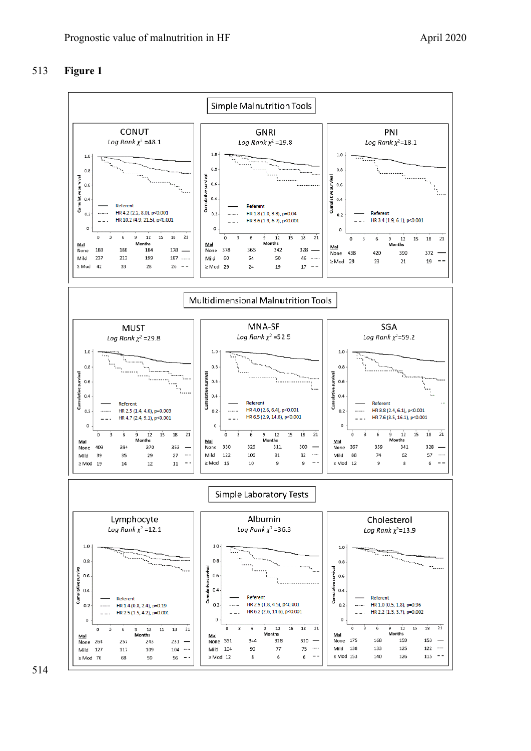# Figure 1

## Simple Malnutrition Tools

### CONUT
Log Rank $\chi^2$ =48.1

- Referent
- HR 4.2 (2.2, 8.0), p<0.001
- HR 10.2 (4.9, 21.5), p<0.001

| Mal | 0 | 6 | 12 | 18 |
|---|---|---|---|---|
| None | 188 | 188 | 184 | 178 |
| Mild | 237 | 223 | 199 | 187 |
| ≥ Mod | 42 | 33 | 28 | 26 |

### GNRI
Log Rank $\chi^2$ =19.8

- Referent
- HR 1.8 (1.0, 3.3), p=0.04
- HR 3.6 (1.9, 6.7), p<0.001

| Mal | 0 | 6 | 12 | 18 |
|---|---|---|---|---|
| None | 378 | 365 | 342 | 328 |
| Mild | 60 | 54 | 50 | 46 |
| ≥ Mod | 29 | 24 | 19 | 17 |

### PNI
Log Rank $\chi^2$=18.1

- Referent
- HR 3.4 (1.9, 6.1), p<0.001

| Mal | 0 | 6 | 12 | 18 |
|---|---|---|---|---|
| None | 438 | 420 | 390 | 372 |
| ≥ Mod | 29 | 23 | 21 | 19 |

## Multidimensional Malnutrition Tools

### MUST
Log Rank $\chi^2$ =29.8

- Referent
- HR 2.5 (1.4, 4.6), p=0.003
- HR 4.7 (2.4, 9.1), p<0.001

| Mal | 0 | 6 | 12 | 18 |
|---|---|---|---|---|
| None | 409 | 394 | 370 | 353 |
| Mild | 39 | 35 | 29 | 27 |
| ≥ Mod | 19 | 14 | 12 | 11 |

### MNA-SF
Log Rank $\chi^2$ =52.5

- Referent
- HR 4.0 (2.6, 6.4), p<0.001
- HR 6.5 (2.9, 14.6), p<0.001

| Mal | 0 | 6 | 12 | 18 |
|---|---|---|---|---|
| None | 330 | 326 | 311 | 300 |
| Mild | 122 | 106 | 91 | 82 |
| ≥ Mod | 15 | 10 | 9 | 9 |

### SGA
Log Rank $\chi^2$=59.2

- Referent
- HR 3.8 (2.4, 6.1), p<0.001
- HR 7.6 (3.5, 16.1), p<0.001

| Mal | 0 | 6 | 12 | 18 |
|---|---|---|---|---|
| None | 367 | 359 | 341 | 328 |
| Mild | 88 | 74 | 62 | 57 |
| ≥ Mod | 12 | 9 | 8 | 6 |

## Simple Laboratory Tests

### Lymphocyte
Log Rank $\chi^2$ =12.1

- Referent
- HR 1.4 (0.8, 2.4), p=0.19
- HR 2.5 (1.5, 4.2), p=0.001

| Mal | 0 | 6 | 12 | 18 |
|---|---|---|---|---|
| None | 264 | 257 | 243 | 231 |
| Mild | 127 | 117 | 109 | 104 |
| ≥ Mod | 76 | 68 | 59 | 56 |

### Albumin
Log Rank $\chi^2$ =36.3

- Referent
- HR 2.9 (1.8, 4.5), p<0.001
- HR 6.2 (2.6, 14.6), p<0.001

| Mal | 0 | 6 | 12 | 18 |
|---|---|---|---|---|
| None | 351 | 344 | 328 | 310 |
| Mild | 104 | 90 | 77 | 75 |
| ≥ Mod | 12 | 8 | 6 | 6 |

### Cholesterol
Log Rank $\chi^2$=13.9

- Referent
- HR 1.0 (0.5, 1.8), p=0.96
- HR 2.2 (1.3, 3.7), p=0.002

| Mal | 0 | 6 | 12 | 18 |
|---|---|---|---|---|
| None | 175 | 168 | 159 | 153 |
| Mild | 138 | 133 | 125 | 122 |
| ≥ Mod | 153 | 140 | 126 | 115 |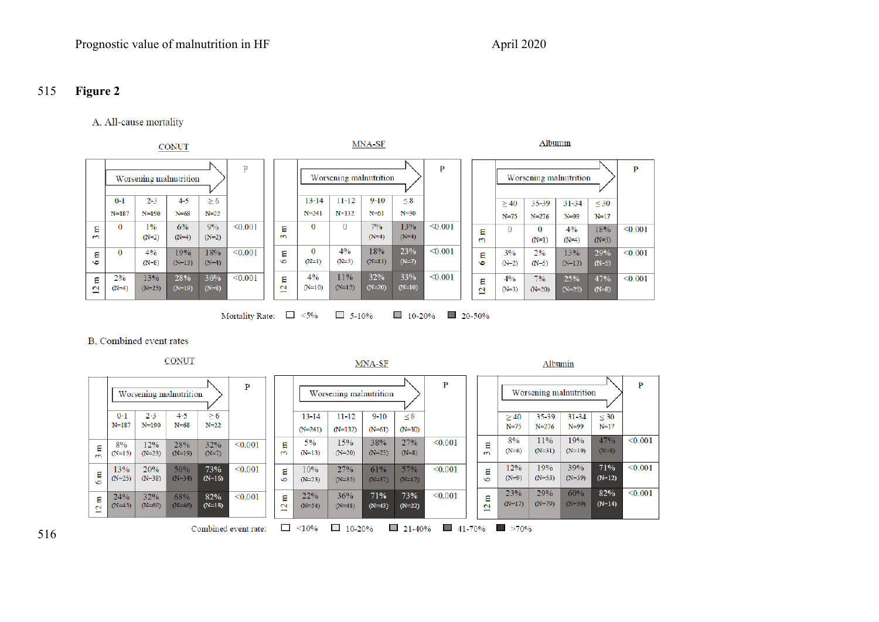# Figure 2

A. All-cause mortality

**CONUT**

| | 0-1 N=187 | 2-3 N=190 | 4-5 N=68 | ≥ 6 N=22 | P |
|---|---|---|---|---|---|
| 3 m | 0 | 1% (N=2) | 6% (N=4) | 9% (N=2) | <0.001 |
| 6 m | 0 | 4% (N=8) | 19% (N=13) | 18% (N=4) | <0.001 |
| 12 m | 2% (N=4) | 13% (N=25) | 28% (N=19) | 36% (N=8) | <0.001 |

**MNA-SF**

| | 13-14 N=241 | 11-12 N=132 | 9-10 N=61 | ≤ 8 N=30 | P |
|---|---|---|---|---|---|
| 3 m | 0 | 0 | 7% (N=4) | 13% (N=4) | <0.001 |
| 6 m | 0 (N=1) | 4% (N=5) | 18% (N=11) | 23% (N=7) | <0.001 |
| 12 m | 4% (N=10) | 11% (N=15) | 32% (N=20) | 33% (N=10) | <0.001 |

**Albumin**

| | ≥ 40 N=75 | 35-39 N=276 | 31-34 N=99 | ≤ 30 N=17 | P |
|---|---|---|---|---|---|
| 3 m | 0 | 0 (N=1) | 4% (N=4) | 18% (N=3) | <0.001 |
| 6 m | 3% (N=2) | 2% (N=5) | 13% (N=13) | 29% (N=5) | <0.001 |
| 12 m | 4% (N=3) | 7% (N=20) | 25% (N=25) | 47% (N=8) | <0.001 |

Worsening malnutrition →

Mortality Rate: <5% · 5-10% · 10-20% · 20-50%

B. Combined event rates

**CONUT**

| | 0-1 N=187 | 2-3 N=190 | 4-5 N=68 | ≥ 6 N=22 | P |
|---|---|---|---|---|---|
| 3 m | 8% (N=15) | 12% (N=23) | 28% (N=19) | 32% (N=7) | <0.001 |
| 6 m | 13% (N=25) | 20% (N=38) | 50% (N=34) | 73% (N=16) | <0.001 |
| 12 m | 24% (N=45) | 32% (N=60) | 68% (N=46) | 82% (N=18) | <0.001 |

**MNA-SF**

| | 13-14 (N=241) | 11-12 (N=132) | 9-10 (N=61) | ≤ 8 (N=30) | P |
|---|---|---|---|---|---|
| 3 m | 5% (N=13) | 15% (N=20) | 38% (N=23) | 27% (N=8) | <0.001 |
| 6 m | 10% (N=23) | 27% (N=35) | 61% (N=37) | 57% (N=17) | <0.001 |
| 12 m | 22% (N=54) | 36% (N=48) | 71% (N=43) | 73% (N=22) | <0.001 |

**Albumin**

| | ≥ 40 N=75 | 35-39 N=276 | 31-34 N=99 | ≤ 30 N=17 | P |
|---|---|---|---|---|---|
| 3 m | 8% (N=6) | 11% (N=31) | 19% (N=19) | 47% (N=8) | <0.001 |
| 6 m | 12% (N=9) | 19% (N=53) | 39% (N=39) | 71% (N=12) | <0.001 |
| 12 m | 23% (N=17) | 29% (N=79) | 60% (N=59) | 82% (N=14) | <0.001 |

Worsening malnutrition →

Combined event rate: <10% · 10-20% · 21-40% · 41-70% · >70%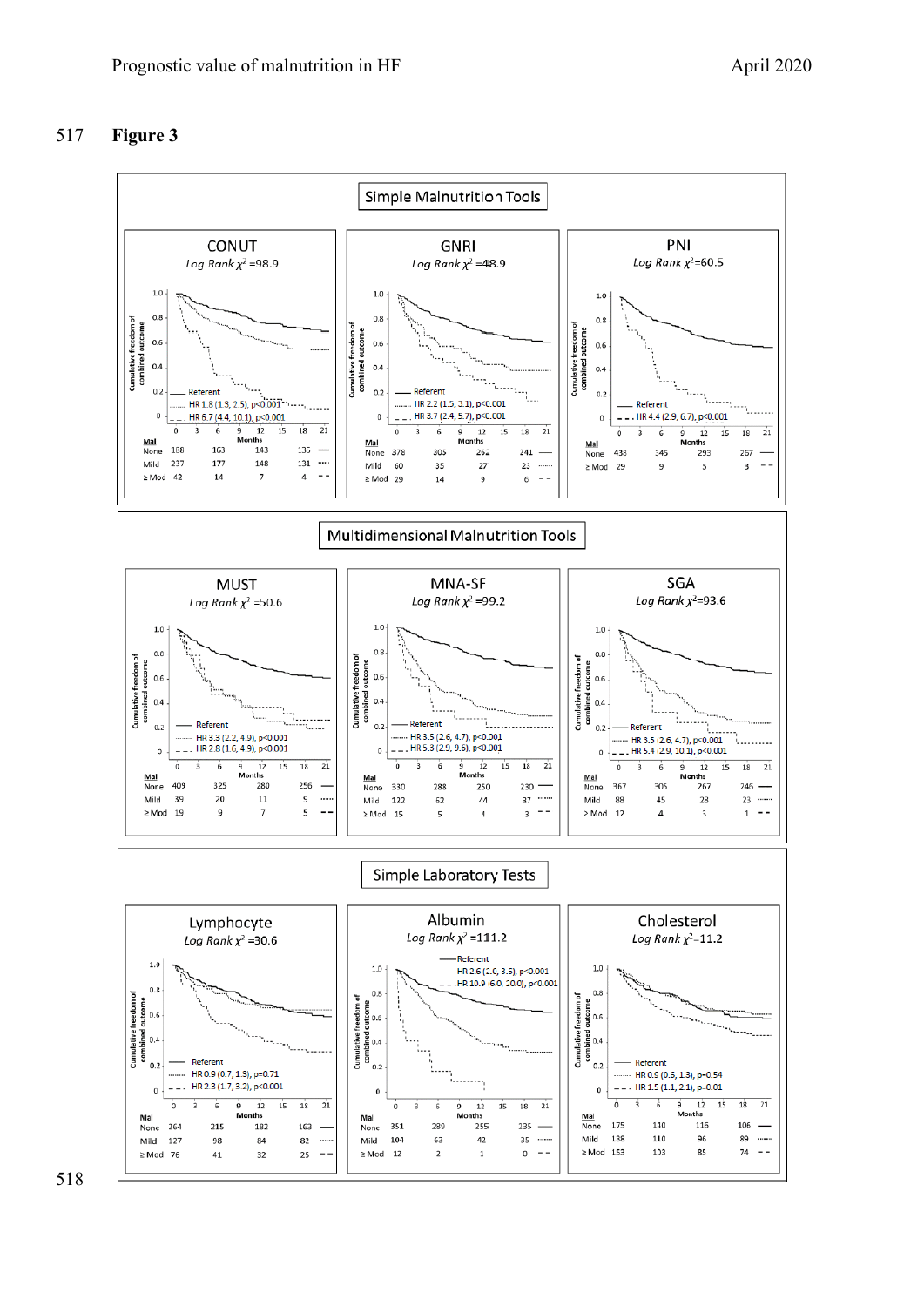# Figure 3

## Simple Malnutrition Tools

### CONUT
*Log Rank* $\chi^2$ =98.9

Referent
HR 1.8 (1.3, 2.5), p<0.001
HR 6.7 (4.4, 10.1), p<0.001

| Mal | 0 | 6 | 12 | 18 |
|---|---|---|---|---|
| None | 188 | 163 | 143 | 135 |
| Mild | 237 | 177 | 148 | 131 |
| ≥Mod | 42 | 14 | 7 | 4 |

### GNRI
*Log Rank* $\chi^2$ =48.9

Referent
HR 2.2 (1.5, 3.1), p<0.001
HR 3.7 (2.4, 5.7), p<0.001

| Mal | 0 | 6 | 12 | 18 |
|---|---|---|---|---|
| None | 378 | 305 | 262 | 241 |
| Mild | 60 | 35 | 27 | 23 |
| ≥Mod | 29 | 14 | 9 | 6 |

### PNI
*Log Rank* $\chi^2$ =60.5

Referent
HR 4.4 (2.9, 6.7), p<0.001

| Mal | 0 | 6 | 12 | 18 |
|---|---|---|---|---|
| None | 438 | 345 | 293 | 267 |
| ≥Mod | 29 | 9 | 5 | 3 |

## Multidimensional Malnutrition Tools

### MUST
*Log Rank* $\chi^2$ =50.6

Referent
HR 3.3 (2.2, 4.9), p<0.001
HR 2.8 (1.6, 4.9), p<0.001

| Mal | 0 | 6 | 12 | 18 |
|---|---|---|---|---|
| None | 409 | 325 | 280 | 256 |
| Mild | 39 | 20 | 11 | 9 |
| ≥Mod | 19 | 9 | 7 | 5 |

### MNA-SF
*Log Rank* $\chi^2$ =99.2

Referent
HR 3.5 (2.6, 4.7), p<0.001
HR 5.3 (2.9, 9.6), p<0.001

| Mal | 0 | 6 | 12 | 18 |
|---|---|---|---|---|
| None | 330 | 288 | 250 | 230 |
| Mild | 122 | 62 | 44 | 37 |
| ≥Mod | 15 | 5 | 4 | 3 |

### SGA
*Log Rank* $\chi^2$=93.6

Referent
HR 3.5 (2.6, 4.7), p<0.001
HR 5.4 (2.9, 10.1), p<0.001

| Mal | 0 | 6 | 12 | 18 |
|---|---|---|---|---|
| None | 367 | 305 | 267 | 246 |
| Mild | 88 | 45 | 28 | 23 |
| ≥Mod | 12 | 4 | 3 | 1 |

## Simple Laboratory Tests

### Lymphocyte
*Log Rank* $\chi^2$ =30.6

Referent
HR 0.9 (0.7, 1.3), p=0.71
HR 2.3 (1.7, 3.2), p<0.001

| Mal | 0 | 6 | 12 | 18 |
|---|---|---|---|---|
| None | 264 | 215 | 182 | 163 |
| Mild | 127 | 98 | 84 | 82 |
| ≥Mod | 76 | 41 | 32 | 25 |

### Albumin
*Log Rank* $\chi^2$ =111.2

Referent
HR 2.6 (2.0, 3.6), p<0.001
HR 10.9 (6.0, 20.0), p<0.001

| Mal | 0 | 6 | 12 | 18 |
|---|---|---|---|---|
| None | 351 | 289 | 255 | 235 |
| Mild | 104 | 63 | 42 | 35 |
| ≥Mod | 12 | 2 | 1 | 0 |

### Cholesterol
*Log Rank* $\chi^2$=11.2

Referent
HR 0.9 (0.6, 1.3), p=0.54
HR 1.5 (1.1, 2.1), p=0.01

| Mal | 0 | 6 | 12 | 18 |
|---|---|---|---|---|
| None | 175 | 140 | 116 | 106 |
| Mild | 138 | 110 | 96 | 89 |
| ≥Mod | 153 | 103 | 85 | 74 |

Y-axis: Cumulative freedom of combined outcome; X-axis: Months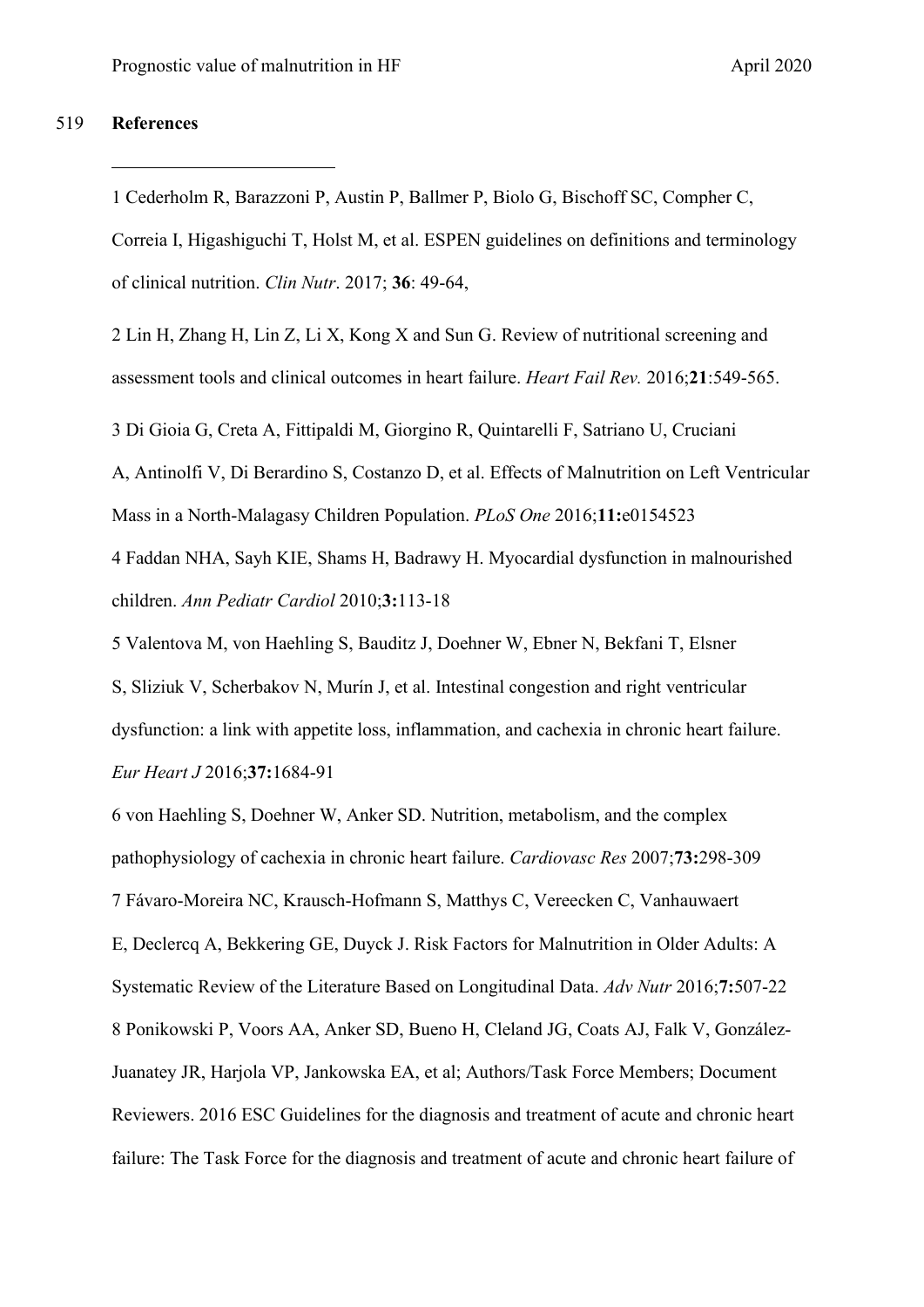## References

1 Cederholm R, Barazzoni P, Austin P, Ballmer P, Biolo G, Bischoff SC, Compher C, Correia I, Higashiguchi T, Holst M, et al. ESPEN guidelines on definitions and terminology of clinical nutrition. *Clin Nutr*. 2017; **36**: 49-64,

2 Lin H, Zhang H, Lin Z, Li X, Kong X and Sun G. Review of nutritional screening and assessment tools and clinical outcomes in heart failure. *Heart Fail Rev.* 2016;**21**:549-565.

3 Di Gioia G, Creta A, Fittipaldi M, Giorgino R, Quintarelli F, Satriano U, Cruciani A, Antinolfi V, Di Berardino S, Costanzo D, et al. Effects of Malnutrition on Left Ventricular Mass in a North-Malagasy Children Population. *PLoS One* 2016;**11:**e0154523

4 Faddan NHA, Sayh KIE, Shams H, Badrawy H. Myocardial dysfunction in malnourished children. *Ann Pediatr Cardiol* 2010;**3:**113-18

5 Valentova M, von Haehling S, Bauditz J, Doehner W, Ebner N, Bekfani T, Elsner S, Sliziuk V, Scherbakov N, Murín J, et al. Intestinal congestion and right ventricular dysfunction: a link with appetite loss, inflammation, and cachexia in chronic heart failure. *Eur Heart J* 2016;**37:**1684-91

6 von Haehling S, Doehner W, Anker SD. Nutrition, metabolism, and the complex pathophysiology of cachexia in chronic heart failure. *Cardiovasc Res* 2007;**73:**298-309

7 Fávaro-Moreira NC, Krausch-Hofmann S, Matthys C, Vereecken C, Vanhauwaert E, Declercq A, Bekkering GE, Duyck J. Risk Factors for Malnutrition in Older Adults: A Systematic Review of the Literature Based on Longitudinal Data. *Adv Nutr* 2016;**7:**507-22

8 Ponikowski P, Voors AA, Anker SD, Bueno H, Cleland JG, Coats AJ, Falk V, González-Juanatey JR, Harjola VP, Jankowska EA, et al; Authors/Task Force Members; Document Reviewers. 2016 ESC Guidelines for the diagnosis and treatment of acute and chronic heart failure: The Task Force for the diagnosis and treatment of acute and chronic heart failure of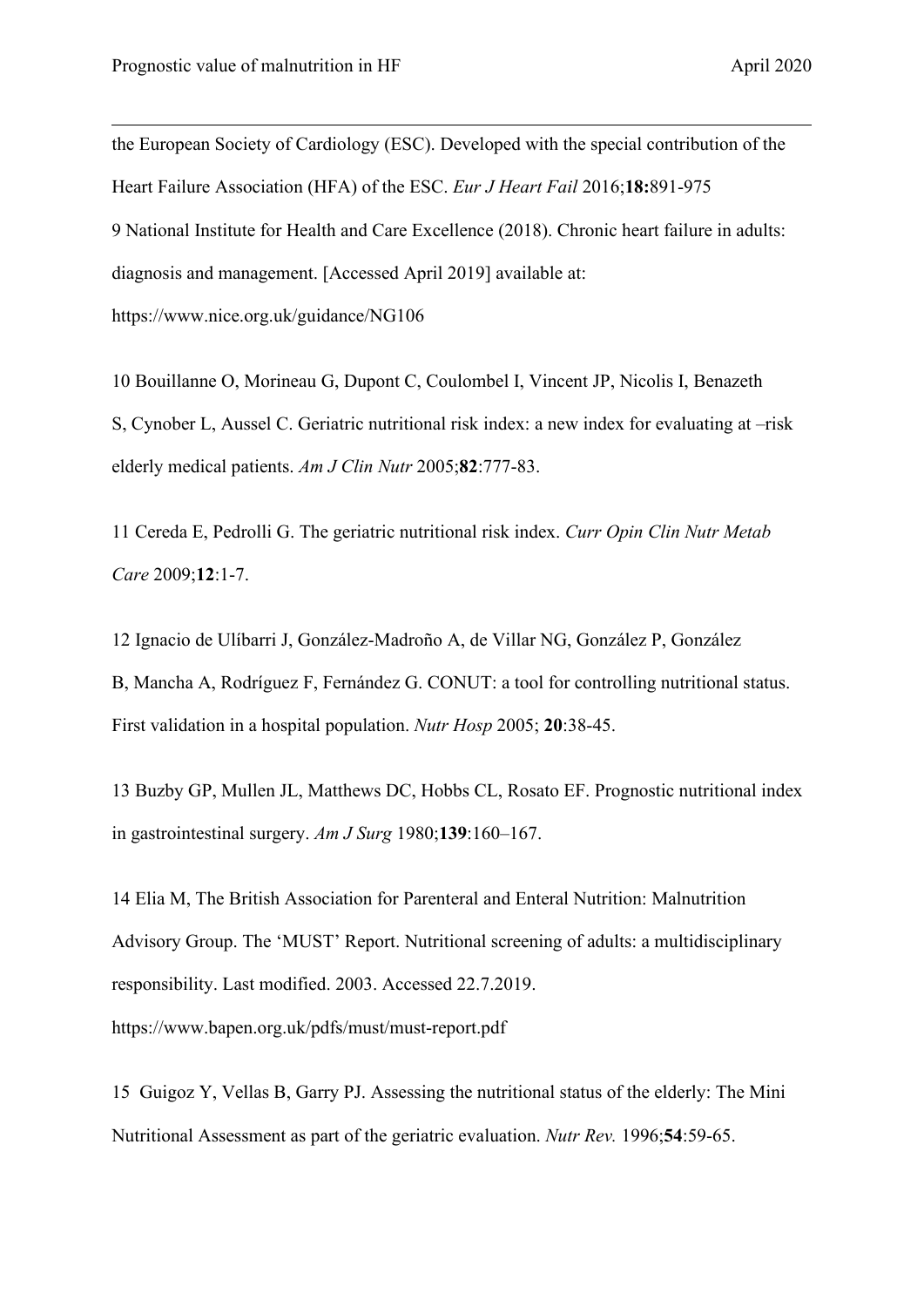the European Society of Cardiology (ESC). Developed with the special contribution of the Heart Failure Association (HFA) of the ESC. *Eur J Heart Fail* 2016;**18:**891-975

9 National Institute for Health and Care Excellence (2018). Chronic heart failure in adults: diagnosis and management. [Accessed April 2019] available at: https://www.nice.org.uk/guidance/NG106

10 Bouillanne O, Morineau G, Dupont C, Coulombel I, Vincent JP, Nicolis I, Benazeth S, Cynober L, Aussel C. Geriatric nutritional risk index: a new index for evaluating at –risk elderly medical patients. *Am J Clin Nutr* 2005;**82**:777-83.

11 Cereda E, Pedrolli G. The geriatric nutritional risk index. *Curr Opin Clin Nutr Metab Care* 2009;**12**:1-7.

12 Ignacio de Ulíbarri J, González-Madroño A, de Villar NG, González P, González B, Mancha A, Rodríguez F, Fernández G. CONUT: a tool for controlling nutritional status. First validation in a hospital population. *Nutr Hosp* 2005; **20**:38-45.

13 Buzby GP, Mullen JL, Matthews DC, Hobbs CL, Rosato EF. Prognostic nutritional index in gastrointestinal surgery. *Am J Surg* 1980;**139**:160–167.

14 Elia M, The British Association for Parenteral and Enteral Nutrition: Malnutrition Advisory Group. The 'MUST' Report. Nutritional screening of adults: a multidisciplinary responsibility. Last modified. 2003. Accessed 22.7.2019. https://www.bapen.org.uk/pdfs/must/must-report.pdf

15 Guigoz Y, Vellas B, Garry PJ. Assessing the nutritional status of the elderly: The Mini Nutritional Assessment as part of the geriatric evaluation. *Nutr Rev.* 1996;**54**:59-65.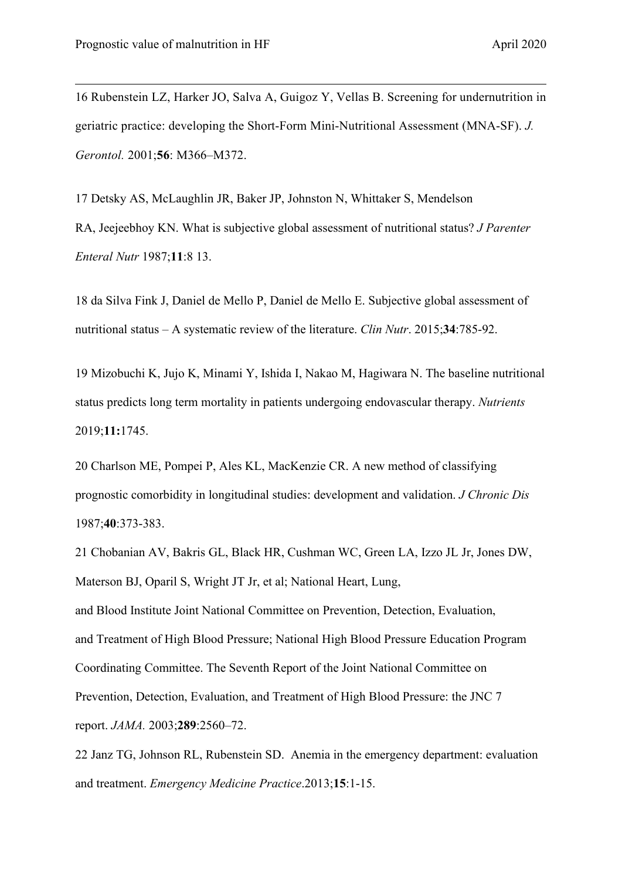16 Rubenstein LZ, Harker JO, Salva A, Guigoz Y, Vellas B. Screening for undernutrition in geriatric practice: developing the Short-Form Mini-Nutritional Assessment (MNA-SF). *J. Gerontol.* 2001;**56**: M366–M372.

17 Detsky AS, McLaughlin JR, Baker JP, Johnston N, Whittaker S, Mendelson RA, Jeejeebhoy KN. What is subjective global assessment of nutritional status? *J Parenter Enteral Nutr* 1987;**11**:8 13.

18 da Silva Fink J, Daniel de Mello P, Daniel de Mello E. Subjective global assessment of nutritional status – A systematic review of the literature. *Clin Nutr*. 2015;**34**:785-92.

19 Mizobuchi K, Jujo K, Minami Y, Ishida I, Nakao M, Hagiwara N. The baseline nutritional status predicts long term mortality in patients undergoing endovascular therapy. *Nutrients* 2019;**11:**1745.

20 Charlson ME, Pompei P, Ales KL, MacKenzie CR. A new method of classifying prognostic comorbidity in longitudinal studies: development and validation. *J Chronic Dis* 1987;**40**:373-383.

21 Chobanian AV, Bakris GL, Black HR, Cushman WC, Green LA, Izzo JL Jr, Jones DW, Materson BJ, Oparil S, Wright JT Jr, et al; National Heart, Lung, and Blood Institute Joint National Committee on Prevention, Detection, Evaluation, and Treatment of High Blood Pressure; National High Blood Pressure Education Program Coordinating Committee. The Seventh Report of the Joint National Committee on Prevention, Detection, Evaluation, and Treatment of High Blood Pressure: the JNC 7 report. *JAMA.* 2003;**289**:2560–72.

22 Janz TG, Johnson RL, Rubenstein SD. Anemia in the emergency department: evaluation and treatment. *Emergency Medicine Practice*.2013;**15**:1-15.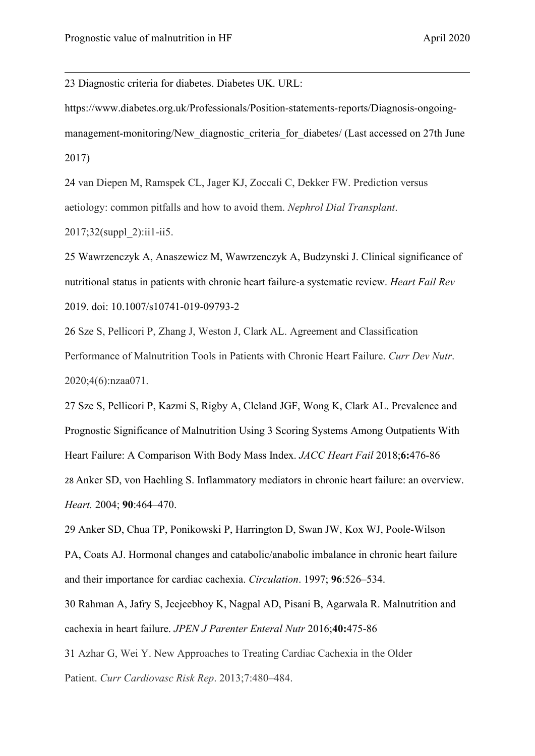23 Diagnostic criteria for diabetes. Diabetes UK. URL: https://www.diabetes.org.uk/Professionals/Position-statements-reports/Diagnosis-ongoing-management-monitoring/New_diagnostic_criteria_for_diabetes/ (Last accessed on 27th June 2017)

24 van Diepen M, Ramspek CL, Jager KJ, Zoccali C, Dekker FW. Prediction versus aetiology: common pitfalls and how to avoid them. *Nephrol Dial Transplant*. 2017;32(suppl_2):ii1-ii5.

25 Wawrzenczyk A, Anaszewicz M, Wawrzenczyk A, Budzynski J. Clinical significance of nutritional status in patients with chronic heart failure-a systematic review. *Heart Fail Rev* 2019. doi: 10.1007/s10741-019-09793-2

26 Sze S, Pellicori P, Zhang J, Weston J, Clark AL. Agreement and Classification Performance of Malnutrition Tools in Patients with Chronic Heart Failure. *Curr Dev Nutr*. 2020;4(6):nzaa071.

27 Sze S, Pellicori P, Kazmi S, Rigby A, Cleland JGF, Wong K, Clark AL. Prevalence and Prognostic Significance of Malnutrition Using 3 Scoring Systems Among Outpatients With Heart Failure: A Comparison With Body Mass Index. *JACC Heart Fail* 2018;**6:**476-86

28 Anker SD, von Haehling S. Inflammatory mediators in chronic heart failure: an overview. *Heart.* 2004; **90**:464–470.

29 Anker SD, Chua TP, Ponikowski P, Harrington D, Swan JW, Kox WJ, Poole-Wilson PA, Coats AJ. Hormonal changes and catabolic/anabolic imbalance in chronic heart failure and their importance for cardiac cachexia. *Circulation*. 1997; **96**:526–534.

30 Rahman A, Jafry S, Jeejeebhoy K, Nagpal AD, Pisani B, Agarwala R. Malnutrition and cachexia in heart failure. *JPEN J Parenter Enteral Nutr* 2016;**40:**475-86

31 Azhar G, Wei Y. New Approaches to Treating Cardiac Cachexia in the Older Patient. *Curr Cardiovasc Risk Rep*. 2013;7:480–484.